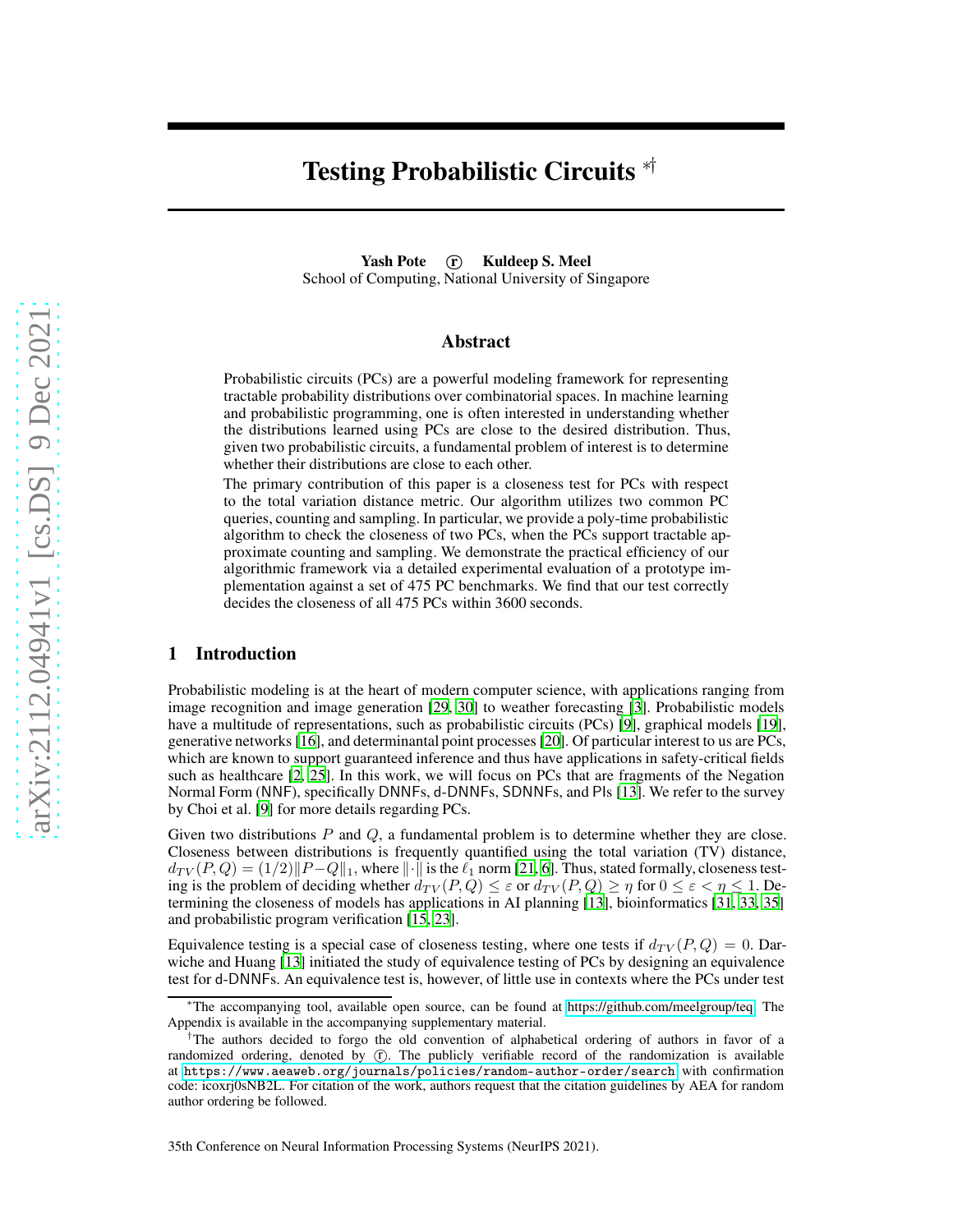# Testing Probabilistic Circuits [*†]

**Yash Pote** ⓡ **Kuldeep S. Meel**
School of Computing, National University of Singapore

## Abstract

Probabilistic circuits (PCs) are a powerful modeling framework for representing tractable probability distributions over combinatorial spaces. In machine learning and probabilistic programming, one is often interested in understanding whether the distributions learned using PCs are close to the desired distribution. Thus, given two probabilistic circuits, a fundamental problem of interest is to determine whether their distributions are close to each other.

The primary contribution of this paper is a closeness test for PCs with respect to the total variation distance metric. Our algorithm utilizes two common PC queries, counting and sampling. In particular, we provide a poly-time probabilistic algorithm to check the closeness of two PCs, when the PCs support tractable approximate counting and sampling. We demonstrate the practical efficiency of our algorithmic framework via a detailed experimental evaluation of a prototype implementation against a set of 475 PC benchmarks. We find that our test correctly decides the closeness of all 475 PCs within 3600 seconds.

## 1 Introduction

Probabilistic modeling is at the heart of modern computer science, with applications ranging from image recognition and image generation [29, 30] to weather forecasting [3]. Probabilistic models have a multitude of representations, such as probabilistic circuits (PCs) [9], graphical models [19], generative networks [16], and determinantal point processes [20]. Of particular interest to us are PCs, which are known to support guaranteed inference and thus have applications in safety-critical fields such as healthcare [2, 25]. In this work, we will focus on PCs that are fragments of the Negation Normal Form (NNF), specifically DNNFs, d-DNNFs, SDNNFs, and PIs [13]. We refer to the survey by Choi et al. [9] for more details regarding PCs.

Given two distributions $P$ and $Q$, a fundamental problem is to determine whether they are close. Closeness between distributions is frequently quantified using the total variation (TV) distance, $d_{TV}(P,Q) = (1/2)\|P-Q\|_1$, where $\|\cdot\|$ is the $\ell_1$ norm [21, 6]. Thus, stated formally, closeness testing is the problem of deciding whether $d_{TV}(P,Q) \leq \varepsilon$ or $d_{TV}(P,Q) \geq \eta$ for $0 \leq \varepsilon < \eta \leq 1$. Determining the closeness of models has applications in AI planning [13], bioinformatics [31, 33, 35] and probabilistic program verification [15, 23].

Equivalence testing is a special case of closeness testing, where one tests if $d_{TV}(P,Q) = 0$. Darwiche and Huang [13] initiated the study of equivalence testing of PCs by designing an equivalence test for d-DNNFs. An equivalence test is, however, of little use in contexts where the PCs under test

---

[*] The accompanying tool, available open source, can be found at https://github.com/meelgroup/teq. The Appendix is available in the accompanying supplementary material.

[†] The authors decided to forgo the old convention of alphabetical ordering of authors in favor of a randomized ordering, denoted by ⓡ. The publicly verifiable record of the randomization is available at `https://www.aeaweb.org/journals/policies/random-author-order/search` with confirmation code: icoxrj0sNB2L. For citation of the work, authors request that the citation guidelines by AEA for random author ordering be followed.

35th Conference on Neural Information Processing Systems (NeurIPS 2021).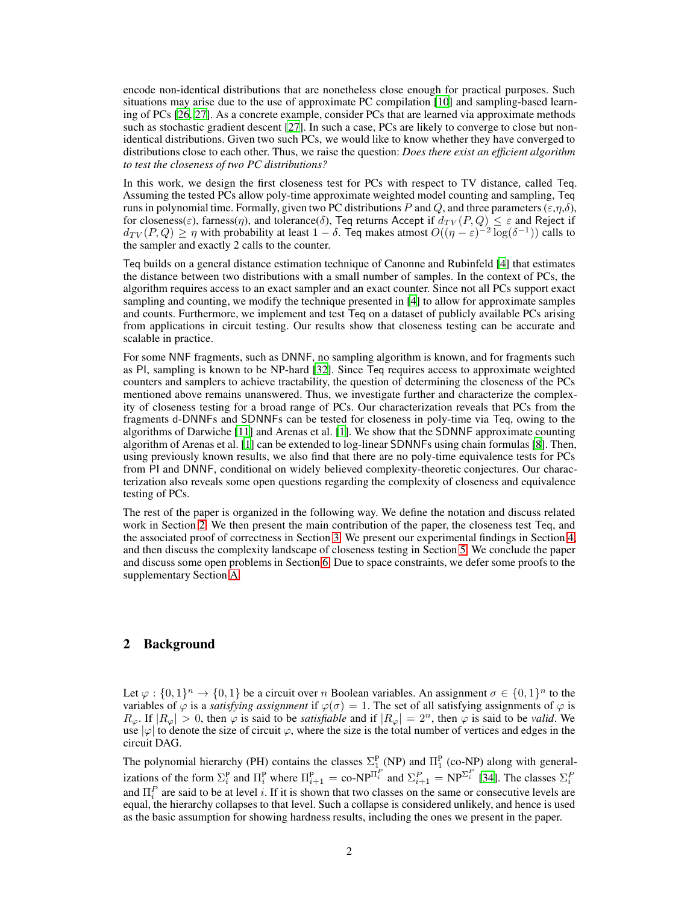encode non-identical distributions that are nonetheless close enough for practical purposes. Such situations may arise due to the use of approximate PC compilation [10] and sampling-based learning of PCs [26, 27]. As a concrete example, consider PCs that are learned via approximate methods such as stochastic gradient descent [27]. In such a case, PCs are likely to converge to close but non-identical distributions. Given two such PCs, we would like to know whether they have converged to distributions close to each other. Thus, we raise the question: *Does there exist an efficient algorithm to test the closeness of two PC distributions?*

In this work, we design the first closeness test for PCs with respect to TV distance, called Teq. Assuming the tested PCs allow poly-time approximate weighted model counting and sampling, Teq runs in polynomial time. Formally, given two PC distributions $P$ and $Q$, and three parameters ($\varepsilon$,$\eta$,$\delta$), for closeness($\varepsilon$), farness($\eta$), and tolerance($\delta$), Teq returns Accept if $d_{TV}(P, Q) \leq \varepsilon$ and Reject if $d_{TV}(P, Q) \geq \eta$ with probability at least $1 - \delta$. Teq makes atmost $O((\eta - \varepsilon)^{-2} \log(\delta^{-1}))$ calls to the sampler and exactly 2 calls to the counter.

Teq builds on a general distance estimation technique of Canonne and Rubinfeld [4] that estimates the distance between two distributions with a small number of samples. In the context of PCs, the algorithm requires access to an exact sampler and an exact counter. Since not all PCs support exact sampling and counting, we modify the technique presented in [4] to allow for approximate samples and counts. Furthermore, we implement and test Teq on a dataset of publicly available PCs arising from applications in circuit testing. Our results show that closeness testing can be accurate and scalable in practice.

For some NNF fragments, such as DNNF, no sampling algorithm is known, and for fragments such as PI, sampling is known to be NP-hard [32]. Since Teq requires access to approximate weighted counters and samplers to achieve tractability, the question of determining the closeness of the PCs mentioned above remains unanswered. Thus, we investigate further and characterize the complexity of closeness testing for a broad range of PCs. Our characterization reveals that PCs from the fragments d-DNNFs and SDNNFs can be tested for closeness in poly-time via Teq, owing to the algorithms of Darwiche [11] and Arenas et al. [1]. We show that the SDNNF approximate counting algorithm of Arenas et al. [1] can be extended to log-linear SDNNFs using chain formulas [8]. Then, using previously known results, we also find that there are no poly-time equivalence tests for PCs from PI and DNNF, conditional on widely believed complexity-theoretic conjectures. Our characterization also reveals some open questions regarding the complexity of closeness and equivalence testing of PCs.

The rest of the paper is organized in the following way. We define the notation and discuss related work in Section 2. We then present the main contribution of the paper, the closeness test Teq, and the associated proof of correctness in Section 3. We present our experimental findings in Section 4, and then discuss the complexity landscape of closeness testing in Section 5. We conclude the paper and discuss some open problems in Section 6. Due to space constraints, we defer some proofs to the supplementary Section A.

## 2 Background

Let $\varphi : \{0,1\}^n \to \{0,1\}$ be a circuit over $n$ Boolean variables. An assignment $\sigma \in \{0,1\}^n$ to the variables of $\varphi$ is a *satisfying assignment* if $\varphi(\sigma) = 1$. The set of all satisfying assignments of $\varphi$ is $R_\varphi$. If $|R_\varphi| > 0$, then $\varphi$ is said to be *satisfiable* and if $|R_\varphi| = 2^n$, then $\varphi$ is said to be *valid*. We use $|\varphi|$ to denote the size of circuit $\varphi$, where the size is the total number of vertices and edges in the circuit DAG.

The polynomial hierarchy (PH) contains the classes $\Sigma_1^{\mathrm{P}}$ (NP) and $\Pi_1^{\mathrm{P}}$ (co-NP) along with generalizations of the form $\Sigma_i^{\mathrm{P}}$ and $\Pi_i^{\mathrm{P}}$ where $\Pi_{i+1}^{\mathrm{P}} = \text{co-NP}^{\Pi_i^P}$ and $\Sigma_{i+1}^P = \text{NP}^{\Sigma_i^P}$ [34]. The classes $\Sigma_i^P$ and $\Pi_i^P$ are said to be at level $i$. If it is shown that two classes on the same or consecutive levels are equal, the hierarchy collapses to that level. Such a collapse is considered unlikely, and hence is used as the basic assumption for showing hardness results, including the ones we present in the paper.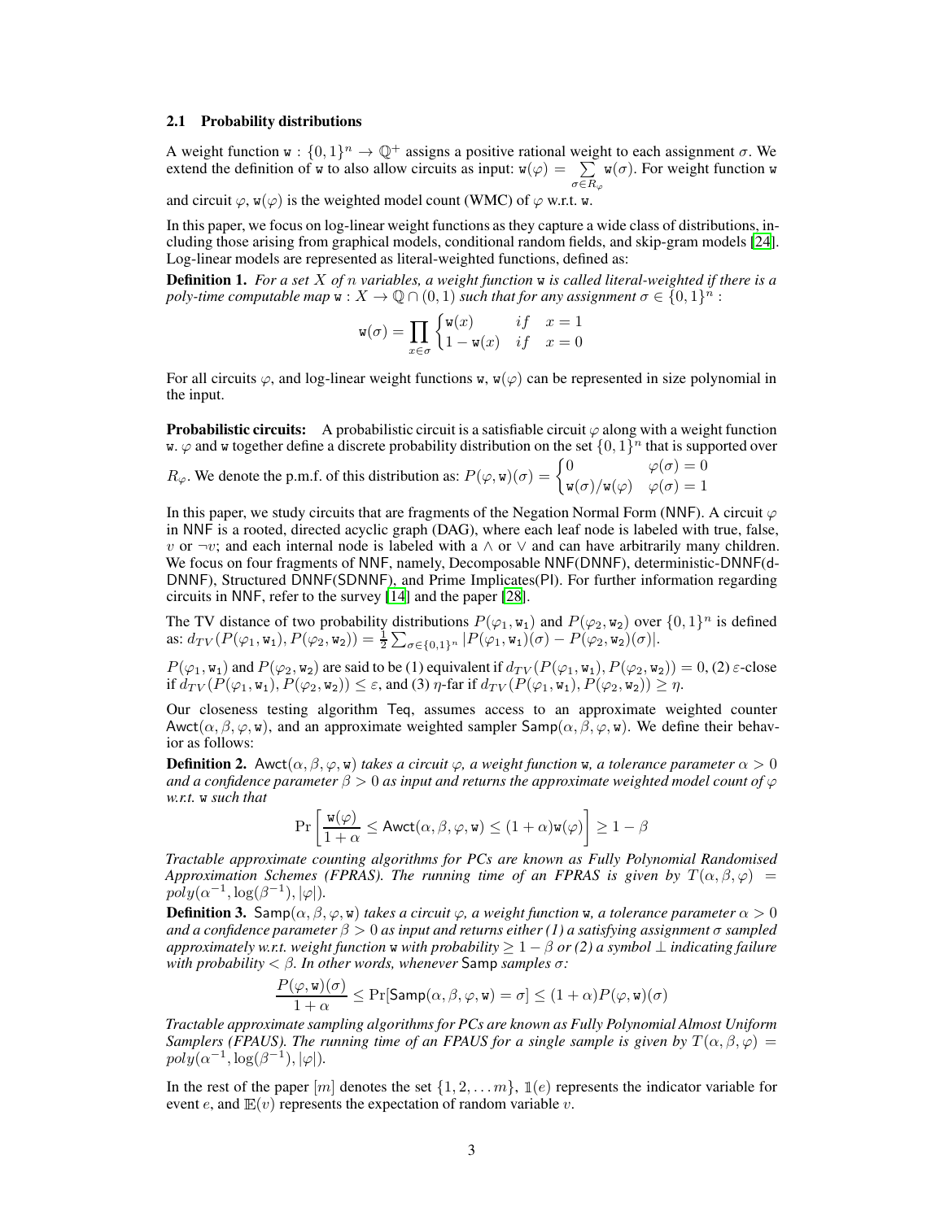### 2.1 Probability distributions

A weight function $\mathtt{w} : \{0,1\}^n \to \mathbb{Q}^+$ assigns a positive rational weight to each assignment $\sigma$. We extend the definition of $\mathtt{w}$ to also allow circuits as input: $\mathtt{w}(\varphi) = \sum_{\sigma \in R_\varphi} \mathtt{w}(\sigma)$. For weight function $\mathtt{w}$ and circuit $\varphi$, $\mathtt{w}(\varphi)$ is the weighted model count (WMC) of $\varphi$ w.r.t. $\mathtt{w}$.

In this paper, we focus on log-linear weight functions as they capture a wide class of distributions, including those arising from graphical models, conditional random fields, and skip-gram models [24]. Log-linear models are represented as literal-weighted functions, defined as:

**Definition 1.** *For a set $X$ of $n$ variables, a weight function $\mathtt{w}$ is called literal-weighted if there is a poly-time computable map $\mathtt{w} : X \to \mathbb{Q} \cap (0,1)$ such that for any assignment $\sigma \in \{0,1\}^n$ :*

$$\mathtt{w}(\sigma) = \prod_{x \in \sigma} \begin{cases} \mathtt{w}(x) & if \quad x = 1 \\ 1 - \mathtt{w}(x) & if \quad x = 0 \end{cases}$$

For all circuits $\varphi$, and log-linear weight functions $\mathtt{w}$, $\mathtt{w}(\varphi)$ can be represented in size polynomial in the input.

**Probabilistic circuits:** A probabilistic circuit is a satisfiable circuit $\varphi$ along with a weight function $\mathtt{w}$. $\varphi$ and $\mathtt{w}$ together define a discrete probability distribution on the set $\{0,1\}^n$ that is supported over $R_\varphi$. We denote the p.m.f. of this distribution as: $P(\varphi, \mathtt{w})(\sigma) = \begin{cases} 0 & \varphi(\sigma) = 0 \\ \mathtt{w}(\sigma)/\mathtt{w}(\varphi) & \varphi(\sigma) = 1 \end{cases}$

In this paper, we study circuits that are fragments of the Negation Normal Form (NNF). A circuit $\varphi$ in NNF is a rooted, directed acyclic graph (DAG), where each leaf node is labeled with true, false, $v$ or $\neg v$; and each internal node is labeled with a $\wedge$ or $\vee$ and can have arbitrarily many children. We focus on four fragments of NNF, namely, Decomposable NNF(DNNF), deterministic-DNNF(d-DNNF), Structured DNNF(SDNNF), and Prime Implicates(PI). For further information regarding circuits in NNF, refer to the survey [14] and the paper [28].

The TV distance of two probability distributions $P(\varphi_1, \mathtt{w}_1)$ and $P(\varphi_2, \mathtt{w}_2)$ over $\{0,1\}^n$ is defined as: $d_{TV}(P(\varphi_1, \mathtt{w}_1), P(\varphi_2, \mathtt{w}_2)) = \frac{1}{2}\sum_{\sigma \in \{0,1\}^n} |P(\varphi_1, \mathtt{w}_1)(\sigma) - P(\varphi_2, \mathtt{w}_2)(\sigma)|$.

$P(\varphi_1, \mathtt{w}_1)$ and $P(\varphi_2, \mathtt{w}_2)$ are said to be (1) equivalent if $d_{TV}(P(\varphi_1, \mathtt{w}_1), P(\varphi_2, \mathtt{w}_2)) = 0$, (2) $\varepsilon$-close if $d_{TV}(P(\varphi_1, \mathtt{w}_1), P(\varphi_2, \mathtt{w}_2)) \leq \varepsilon$, and (3) $\eta$-far if $d_{TV}(P(\varphi_1, \mathtt{w}_1), P(\varphi_2, \mathtt{w}_2)) \geq \eta$.

Our closeness testing algorithm Teq, assumes access to an approximate weighted counter $\mathsf{Awct}(\alpha, \beta, \varphi, \mathtt{w})$, and an approximate weighted sampler $\mathsf{Samp}(\alpha, \beta, \varphi, \mathtt{w})$. We define their behavior as follows:

**Definition 2.** $\mathsf{Awct}(\alpha, \beta, \varphi, \mathtt{w})$ *takes a circuit $\varphi$, a weight function $\mathtt{w}$, a tolerance parameter $\alpha > 0$ and a confidence parameter $\beta > 0$ as input and returns the approximate weighted model count of $\varphi$ w.r.t. $\mathtt{w}$ such that*

$$\Pr\left[\frac{\mathtt{w}(\varphi)}{1+\alpha} \leq \mathsf{Awct}(\alpha, \beta, \varphi, \mathtt{w}) \leq (1+\alpha)\mathtt{w}(\varphi)\right] \geq 1 - \beta$$

*Tractable approximate counting algorithms for PCs are known as Fully Polynomial Randomised Approximation Schemes (FPRAS). The running time of an FPRAS is given by $T(\alpha, \beta, \varphi) = poly(\alpha^{-1}, \log(\beta^{-1}), |\varphi|)$.*

**Definition 3.** $\mathsf{Samp}(\alpha, \beta, \varphi, \mathtt{w})$ *takes a circuit $\varphi$, a weight function $\mathtt{w}$, a tolerance parameter $\alpha > 0$ and a confidence parameter $\beta > 0$ as input and returns either (1) a satisfying assignment $\sigma$ sampled approximately w.r.t. weight function $\mathtt{w}$ with probability $\geq 1 - \beta$ or (2) a symbol $\perp$ indicating failure with probability $< \beta$. In other words, whenever* Samp *samples $\sigma$:*

$$\frac{P(\varphi, \mathtt{w})(\sigma)}{1+\alpha} \leq \Pr[\mathsf{Samp}(\alpha, \beta, \varphi, \mathtt{w}) = \sigma] \leq (1+\alpha)P(\varphi, \mathtt{w})(\sigma)$$

*Tractable approximate sampling algorithms for PCs are known as Fully Polynomial Almost Uniform Samplers (FPAUS). The running time of an FPAUS for a single sample is given by $T(\alpha, \beta, \varphi) = poly(\alpha^{-1}, \log(\beta^{-1}), |\varphi|)$.*

In the rest of the paper $[m]$ denotes the set $\{1, 2, \ldots m\}$, $\mathbb{1}(e)$ represents the indicator variable for event $e$, and $\mathbb{E}(v)$ represents the expectation of random variable $v$.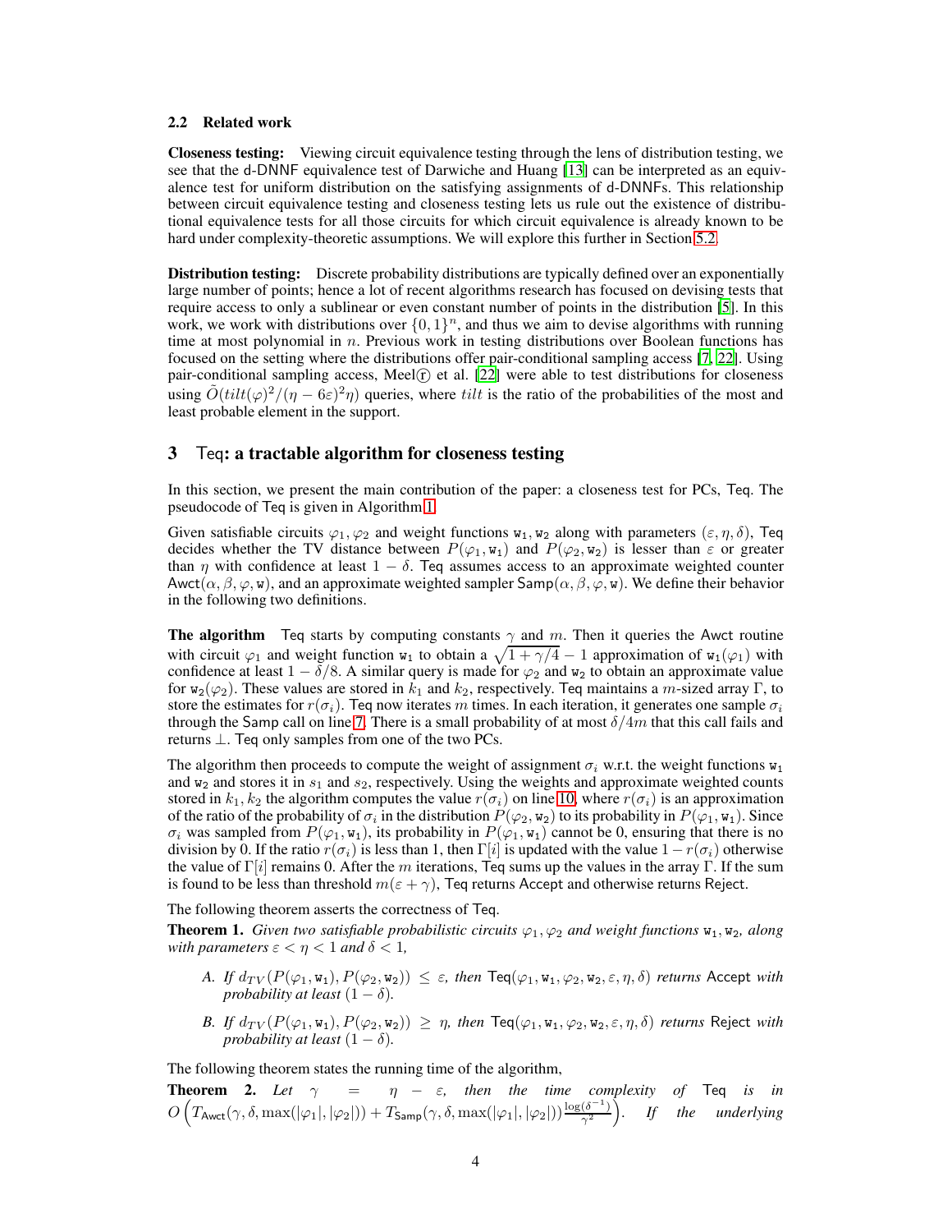### 2.2 Related work

**Closeness testing:** Viewing circuit equivalence testing through the lens of distribution testing, we see that the d-DNNF equivalence test of Darwiche and Huang [13] can be interpreted as an equivalence test for uniform distribution on the satisfying assignments of d-DNNFs. This relationship between circuit equivalence testing and closeness testing lets us rule out the existence of distributional equivalence tests for all those circuits for which circuit equivalence is already known to be hard under complexity-theoretic assumptions. We will explore this further in Section 5.2.

**Distribution testing:** Discrete probability distributions are typically defined over an exponentially large number of points; hence a lot of recent algorithms research has focused on devising tests that require access to only a sublinear or even constant number of points in the distribution [5]. In this work, we work with distributions over $\{0,1\}^n$, and thus we aim to devise algorithms with running time at most polynomial in $n$. Previous work in testing distributions over Boolean functions has focused on the setting where the distributions offer pair-conditional sampling access [7, 22]. Using pair-conditional sampling access, Meel ⓡ et al. [22] were able to test distributions for closeness using $\tilde{O}(tilt(\varphi)^2/(\eta-6\varepsilon)^2\eta)$ queries, where $tilt$ is the ratio of the probabilities of the most and least probable element in the support.

## 3 Teq: a tractable algorithm for closeness testing

In this section, we present the main contribution of the paper: a closeness test for PCs, Teq. The pseudocode of Teq is given in Algorithm 1.

Given satisfiable circuits $\varphi_1, \varphi_2$ and weight functions $\mathtt{w}_1, \mathtt{w}_2$ along with parameters $(\varepsilon, \eta, \delta)$, Teq decides whether the TV distance between $P(\varphi_1, \mathtt{w}_1)$ and $P(\varphi_2, \mathtt{w}_2)$ is lesser than $\varepsilon$ or greater than $\eta$ with confidence at least $1-\delta$. Teq assumes access to an approximate weighted counter $\mathsf{Awct}(\alpha, \beta, \varphi, \mathtt{w})$, and an approximate weighted sampler $\mathsf{Samp}(\alpha, \beta, \varphi, \mathtt{w})$. We define their behavior in the following two definitions.

**The algorithm** Teq starts by computing constants $\gamma$ and $m$. Then it queries the Awct routine with circuit $\varphi_1$ and weight function $\mathtt{w}_1$ to obtain a $\sqrt{1+\gamma/4}-1$ approximation of $\mathtt{w}_1(\varphi_1)$ with confidence at least $1-\delta/8$. A similar query is made for $\varphi_2$ and $\mathtt{w}_2$ to obtain an approximate value for $\mathtt{w}_2(\varphi_2)$. These values are stored in $k_1$ and $k_2$, respectively. Teq maintains a $m$-sized array $\Gamma$, to store the estimates for $r(\sigma_i)$. Teq now iterates $m$ times. In each iteration, it generates one sample $\sigma_i$ through the Samp call on line 7. There is a small probability of at most $\delta/4m$ that this call fails and returns $\perp$. Teq only samples from one of the two PCs.

The algorithm then proceeds to compute the weight of assignment $\sigma_i$ w.r.t. the weight functions $\mathtt{w}_1$ and $\mathtt{w}_2$ and stores it in $s_1$ and $s_2$, respectively. Using the weights and approximate weighted counts stored in $k_1, k_2$ the algorithm computes the value $r(\sigma_i)$ on line 10, where $r(\sigma_i)$ is an approximation of the ratio of the probability of $\sigma_i$ in the distribution $P(\varphi_2, \mathtt{w}_2)$ to its probability in $P(\varphi_1, \mathtt{w}_1)$. Since $\sigma_i$ was sampled from $P(\varphi_1, \mathtt{w}_1)$, its probability in $P(\varphi_1, \mathtt{w}_1)$ cannot be 0, ensuring that there is no division by 0. If the ratio $r(\sigma_i)$ is less than 1, then $\Gamma[i]$ is updated with the value $1 - r(\sigma_i)$ otherwise the value of $\Gamma[i]$ remains 0. After the $m$ iterations, Teq sums up the values in the array $\Gamma$. If the sum is found to be less than threshold $m(\varepsilon+\gamma)$, Teq returns Accept and otherwise returns Reject.

The following theorem asserts the correctness of Teq.

**Theorem 1.** *Given two satisfiable probabilistic circuits $\varphi_1, \varphi_2$ and weight functions $\mathtt{w}_1, \mathtt{w}_2$, along with parameters $\varepsilon < \eta < 1$ and $\delta < 1$,*

*A. If $d_{TV}(P(\varphi_1, \mathtt{w}_1), P(\varphi_2, \mathtt{w}_2)) \leq \varepsilon$, then $\mathsf{Teq}(\varphi_1, \mathtt{w}_1, \varphi_2, \mathtt{w}_2, \varepsilon, \eta, \delta)$ returns Accept with probability at least $(1-\delta)$.*

*B. If $d_{TV}(P(\varphi_1, \mathtt{w}_1), P(\varphi_2, \mathtt{w}_2)) \geq \eta$, then $\mathsf{Teq}(\varphi_1, \mathtt{w}_1, \varphi_2, \mathtt{w}_2, \varepsilon, \eta, \delta)$ returns Reject with probability at least $(1-\delta)$.*

The following theorem states the running time of the algorithm,

**Theorem 2.** *Let $\gamma = \eta - \varepsilon$, then the time complexity of Teq is in $O\left(T_{\mathsf{Awct}}(\gamma, \delta, \max(|\varphi_1|, |\varphi_2|)) + T_{\mathsf{Samp}}(\gamma, \delta, \max(|\varphi_1|, |\varphi_2|))\frac{\log(\delta^{-1})}{\gamma^2}\right)$. If the underlying*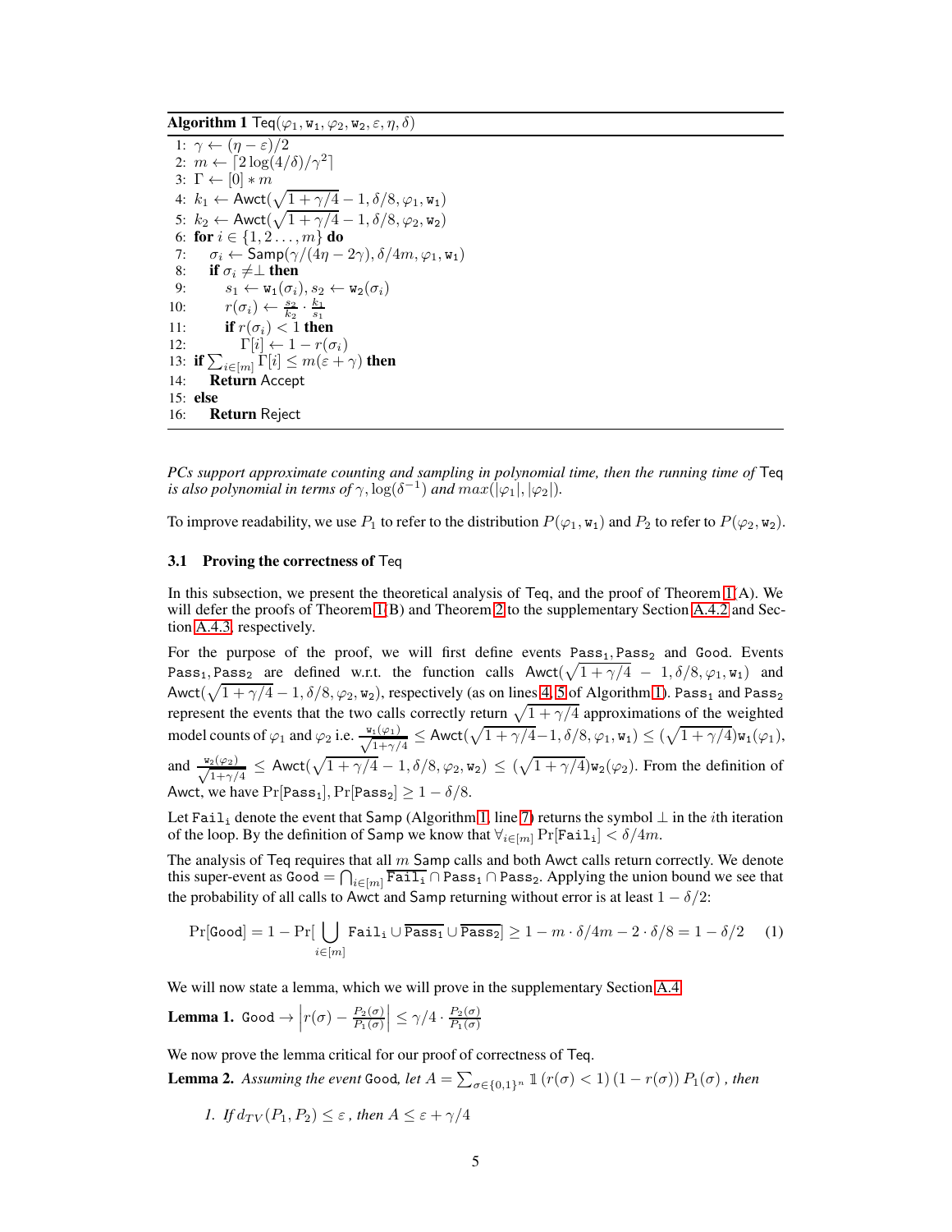**Algorithm 1** $\mathsf{Teq}(\varphi_1, \mathtt{w}_1, \varphi_2, \mathtt{w}_2, \varepsilon, \eta, \delta)$

```
1: γ ← (η − ε)/2
2: m ← ⌈2 log(4/δ)/γ²⌉
3: Γ ← [0] ∗ m
4: k1 ← Awct(√(1 + γ/4) − 1, δ/8, φ1, w1)
5: k2 ← Awct(√(1 + γ/4) − 1, δ/8, φ2, w2)
6: for i ∈ {1, 2 . . . , m} do
7:     σi ← Samp(γ/(4η − 2γ), δ/4m, φ1, w1)
8:     if σi ≠ ⊥ then
9:         s1 ← w1(σi), s2 ← w2(σi)
10:        r(σi) ← (s2/k2) · (k1/s1)
11:        if r(σi) < 1 then
12:            Γ[i] ← 1 − r(σi)
13: if Σ_{i∈[m]} Γ[i] ≤ m(ε + γ) then
14:     Return Accept
15: else
16:     Return Reject
```

*PCs support approximate counting and sampling in polynomial time, then the running time of* $\mathsf{Teq}$ *is also polynomial in terms of* $\gamma, \log(\delta^{-1})$ *and* $max(|\varphi_1|, |\varphi_2|)$.

To improve readability, we use $P_1$ to refer to the distribution $P(\varphi_1, \mathtt{w}_1)$ and $P_2$ to refer to $P(\varphi_2, \mathtt{w}_2)$.

### 3.1 Proving the correctness of Teq

In this subsection, we present the theoretical analysis of Teq, and the proof of Theorem 1(A). We will defer the proofs of Theorem 1(B) and Theorem 2 to the supplementary Section A.4.2 and Section A.4.3, respectively.

For the purpose of the proof, we will first define events $\mathtt{Pass_1}, \mathtt{Pass_2}$ and $\mathtt{Good}$. Events $\mathtt{Pass_1}, \mathtt{Pass_2}$ are defined w.r.t. the function calls $\mathsf{Awct}(\sqrt{1+\gamma/4} - 1, \delta/8, \varphi_1, \mathtt{w}_1)$ and $\mathsf{Awct}(\sqrt{1+\gamma/4} - 1, \delta/8, \varphi_2, \mathtt{w}_2)$, respectively (as on lines 4, 5 of Algorithm 1). $\mathtt{Pass_1}$ and $\mathtt{Pass_2}$ represent the events that the two calls correctly return $\sqrt{1+\gamma/4}$ approximations of the weighted model counts of $\varphi_1$ and $\varphi_2$ i.e. $\frac{\mathtt{w}_1(\varphi_1)}{\sqrt{1+\gamma/4}} \leq \mathsf{Awct}(\sqrt{1+\gamma/4}-1, \delta/8, \varphi_1, \mathtt{w}_1) \leq (\sqrt{1+\gamma/4})\mathtt{w}_1(\varphi_1)$, and $\frac{\mathtt{w}_2(\varphi_2)}{\sqrt{1+\gamma/4}} \leq \mathsf{Awct}(\sqrt{1+\gamma/4} - 1, \delta/8, \varphi_2, \mathtt{w}_2) \leq (\sqrt{1+\gamma/4})\mathtt{w}_2(\varphi_2)$. From the definition of Awct, we have $\Pr[\mathtt{Pass_1}], \Pr[\mathtt{Pass_2}] \geq 1 - \delta/8$.

Let $\mathtt{Fail_i}$ denote the event that Samp (Algorithm 1, line 7) returns the symbol $\perp$ in the $i$th iteration of the loop. By the definition of Samp we know that $\forall_{i\in[m]} \Pr[\mathtt{Fail_i}] < \delta/4m$.

The analysis of Teq requires that all $m$ Samp calls and both Awct calls return correctly. We denote this super-event as $\mathtt{Good} = \bigcap_{i\in[m]} \overline{\mathtt{Fail_i}} \cap \mathtt{Pass_1} \cap \mathtt{Pass_2}$. Applying the union bound we see that the probability of all calls to Awct and Samp returning without error is at least $1 - \delta/2$:

$$\Pr[\mathtt{Good}] = 1 - \Pr[\bigcup_{i\in[m]} \mathtt{Fail_i} \cup \overline{\mathtt{Pass_1}} \cup \overline{\mathtt{Pass_2}}] \geq 1 - m \cdot \delta/4m - 2 \cdot \delta/8 = 1 - \delta/2 \quad (1)$$

We will now state a lemma, which we will prove in the supplementary Section A.4.

**Lemma 1.** $\mathtt{Good} \rightarrow \left| r(\sigma) - \frac{P_2(\sigma)}{P_1(\sigma)} \right| \leq \gamma/4 \cdot \frac{P_2(\sigma)}{P_1(\sigma)}$

We now prove the lemma critical for our proof of correctness of Teq.

**Lemma 2.** *Assuming the event* $\mathtt{Good}$*, let* $A = \sum_{\sigma\in\{0,1\}^n} \mathbb{1}\left(r(\sigma) < 1\right)\left(1 - r(\sigma)\right) P_1(\sigma)$*, then*

1. *If* $d_{TV}(P_1, P_2) \leq \varepsilon$ *, then* $A \leq \varepsilon + \gamma/4$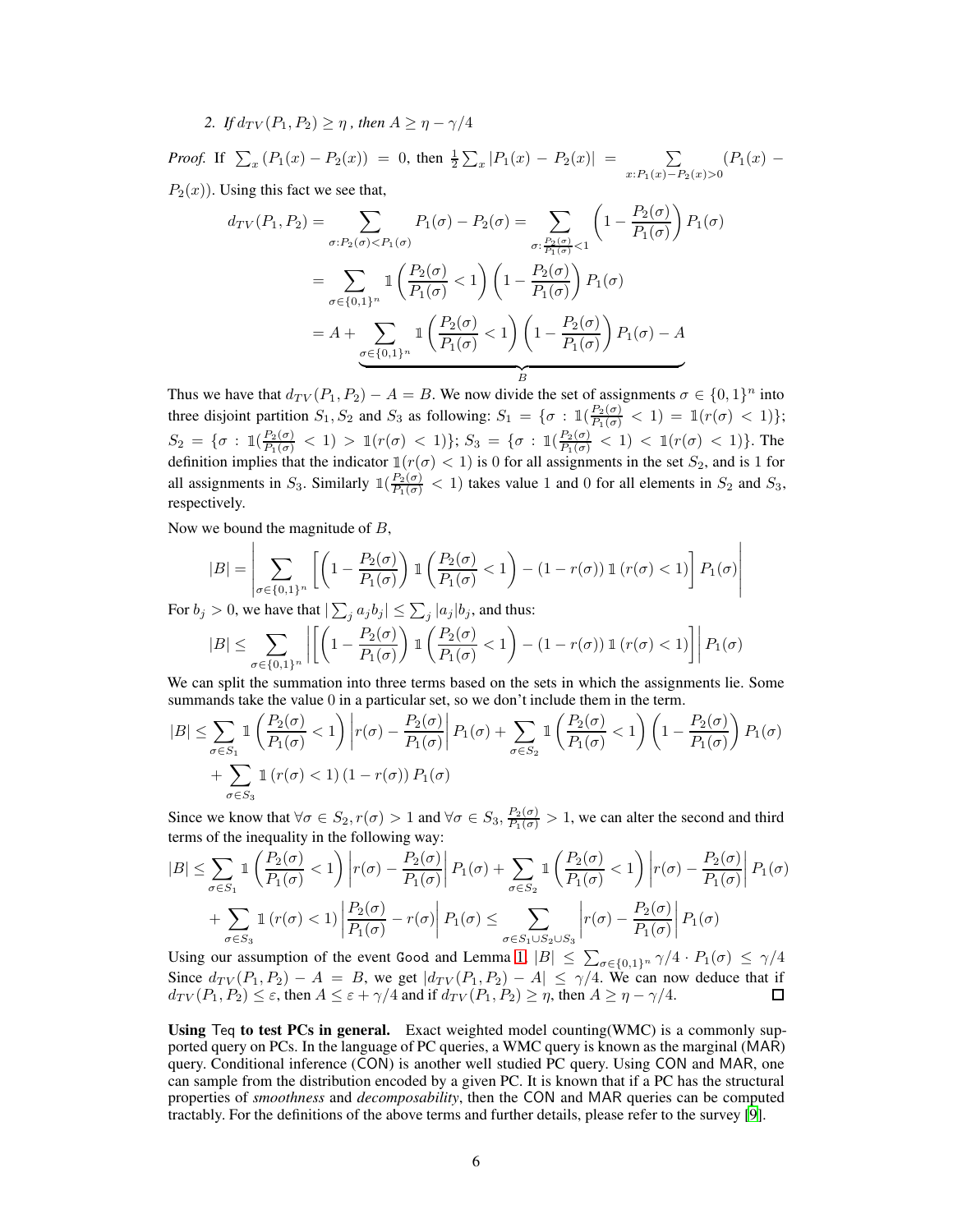2. *If $d_{TV}(P_1, P_2) \geq \eta$ , then $A \geq \eta - \gamma/4$*

*Proof.* If $\sum_x (P_1(x) - P_2(x)) = 0$, then $\frac{1}{2}\sum_x |P_1(x) - P_2(x)| = \sum_{x:P_1(x)-P_2(x)>0} (P_1(x) - P_2(x))$. Using this fact we see that,

$$
\begin{aligned}
d_{TV}(P_1, P_2) &= \sum_{\sigma:P_2(\sigma)<P_1(\sigma)} P_1(\sigma) - P_2(\sigma) = \sum_{\sigma:\frac{P_2(\sigma)}{P_1(\sigma)}<1} \left(1 - \frac{P_2(\sigma)}{P_1(\sigma)}\right) P_1(\sigma) \\
&= \sum_{\sigma\in\{0,1\}^n} \mathbb{1}\left(\frac{P_2(\sigma)}{P_1(\sigma)} < 1\right)\left(1 - \frac{P_2(\sigma)}{P_1(\sigma)}\right) P_1(\sigma) \\
&= A + \underbrace{\sum_{\sigma\in\{0,1\}^n} \mathbb{1}\left(\frac{P_2(\sigma)}{P_1(\sigma)} < 1\right)\left(1 - \frac{P_2(\sigma)}{P_1(\sigma)}\right) P_1(\sigma) - A}_{B}
\end{aligned}
$$

Thus we have that $d_{TV}(P_1, P_2) - A = B$. We now divide the set of assignments $\sigma \in \{0,1\}^n$ into three disjoint partition $S_1, S_2$ and $S_3$ as following: $S_1 = \{\sigma : \mathbb{1}(\frac{P_2(\sigma)}{P_1(\sigma)} < 1) = \mathbb{1}(r(\sigma) < 1)\}$; $S_2 = \{\sigma : \mathbb{1}(\frac{P_2(\sigma)}{P_1(\sigma)} < 1) > \mathbb{1}(r(\sigma) < 1)\}$; $S_3 = \{\sigma : \mathbb{1}(\frac{P_2(\sigma)}{P_1(\sigma)} < 1) < \mathbb{1}(r(\sigma) < 1)\}$. The definition implies that the indicator $\mathbb{1}(r(\sigma) < 1)$ is 0 for all assignments in the set $S_2$, and is 1 for all assignments in $S_3$. Similarly $\mathbb{1}(\frac{P_2(\sigma)}{P_1(\sigma)} < 1)$ takes value 1 and 0 for all elements in $S_2$ and $S_3$, respectively.

Now we bound the magnitude of $B$,

$$
|B| = \left| \sum_{\sigma\in\{0,1\}^n} \left[ \left(1 - \frac{P_2(\sigma)}{P_1(\sigma)}\right) \mathbb{1}\left(\frac{P_2(\sigma)}{P_1(\sigma)} < 1\right) - (1 - r(\sigma))\, \mathbb{1}\left(r(\sigma) < 1\right) \right] P_1(\sigma) \right|
$$

For $b_j > 0$, we have that $|\sum_j a_j b_j| \leq \sum_j |a_j| b_j$, and thus:

$$
|B| \leq \sum_{\sigma\in\{0,1\}^n} \left| \left[ \left(1 - \frac{P_2(\sigma)}{P_1(\sigma)}\right) \mathbb{1}\left(\frac{P_2(\sigma)}{P_1(\sigma)} < 1\right) - (1 - r(\sigma))\, \mathbb{1}\left(r(\sigma) < 1\right) \right] \right| P_1(\sigma)
$$

We can split the summation into three terms based on the sets in which the assignments lie. Some summands take the value 0 in a particular set, so we don't include them in the term.

$$
\begin{aligned}
|B| \leq& \sum_{\sigma\in S_1} \mathbb{1}\left(\frac{P_2(\sigma)}{P_1(\sigma)} < 1\right) \left| r(\sigma) - \frac{P_2(\sigma)}{P_1(\sigma)} \right| P_1(\sigma) + \sum_{\sigma\in S_2} \mathbb{1}\left(\frac{P_2(\sigma)}{P_1(\sigma)} < 1\right) \left(1 - \frac{P_2(\sigma)}{P_1(\sigma)}\right) P_1(\sigma) \\
&+ \sum_{\sigma\in S_3} \mathbb{1}\left(r(\sigma) < 1\right)(1 - r(\sigma)) P_1(\sigma)
\end{aligned}
$$

Since we know that $\forall\sigma \in S_2, r(\sigma) > 1$ and $\forall\sigma \in S_3, \frac{P_2(\sigma)}{P_1(\sigma)} > 1$, we can alter the second and third terms of the inequality in the following way:

$$
\begin{aligned}
|B| \leq& \sum_{\sigma\in S_1} \mathbb{1}\left(\frac{P_2(\sigma)}{P_1(\sigma)} < 1\right) \left| r(\sigma) - \frac{P_2(\sigma)}{P_1(\sigma)} \right| P_1(\sigma) + \sum_{\sigma\in S_2} \mathbb{1}\left(\frac{P_2(\sigma)}{P_1(\sigma)} < 1\right) \left| r(\sigma) - \frac{P_2(\sigma)}{P_1(\sigma)} \right| P_1(\sigma) \\
&+ \sum_{\sigma\in S_3} \mathbb{1}\left(r(\sigma) < 1\right) \left| \frac{P_2(\sigma)}{P_1(\sigma)} - r(\sigma) \right| P_1(\sigma) \leq \sum_{\sigma\in S_1\cup S_2\cup S_3} \left| r(\sigma) - \frac{P_2(\sigma)}{P_1(\sigma)} \right| P_1(\sigma)
\end{aligned}
$$

Using our assumption of the event Good and Lemma 1, $|B| \leq \sum_{\sigma\in\{0,1\}^n} \gamma/4 \cdot P_1(\sigma) \leq \gamma/4$ Since $d_{TV}(P_1, P_2) - A = B$, we get $|d_{TV}(P_1, P_2) - A| \leq \gamma/4$. We can now deduce that if $d_{TV}(P_1, P_2) \leq \varepsilon$, then $A \leq \varepsilon + \gamma/4$ and if $d_{TV}(P_1, P_2) \geq \eta$, then $A \geq \eta - \gamma/4$. ☐

**Using Teq to test PCs in general.** Exact weighted model counting(WMC) is a commonly supported query on PCs. In the language of PC queries, a WMC query is known as the marginal (MAR) query. Conditional inference (CON) is another well studied PC query. Using CON and MAR, one can sample from the distribution encoded by a given PC. It is known that if a PC has the structural properties of *smoothness* and *decomposability*, then the CON and MAR queries can be computed tractably. For the definitions of the above terms and further details, please refer to the survey [9].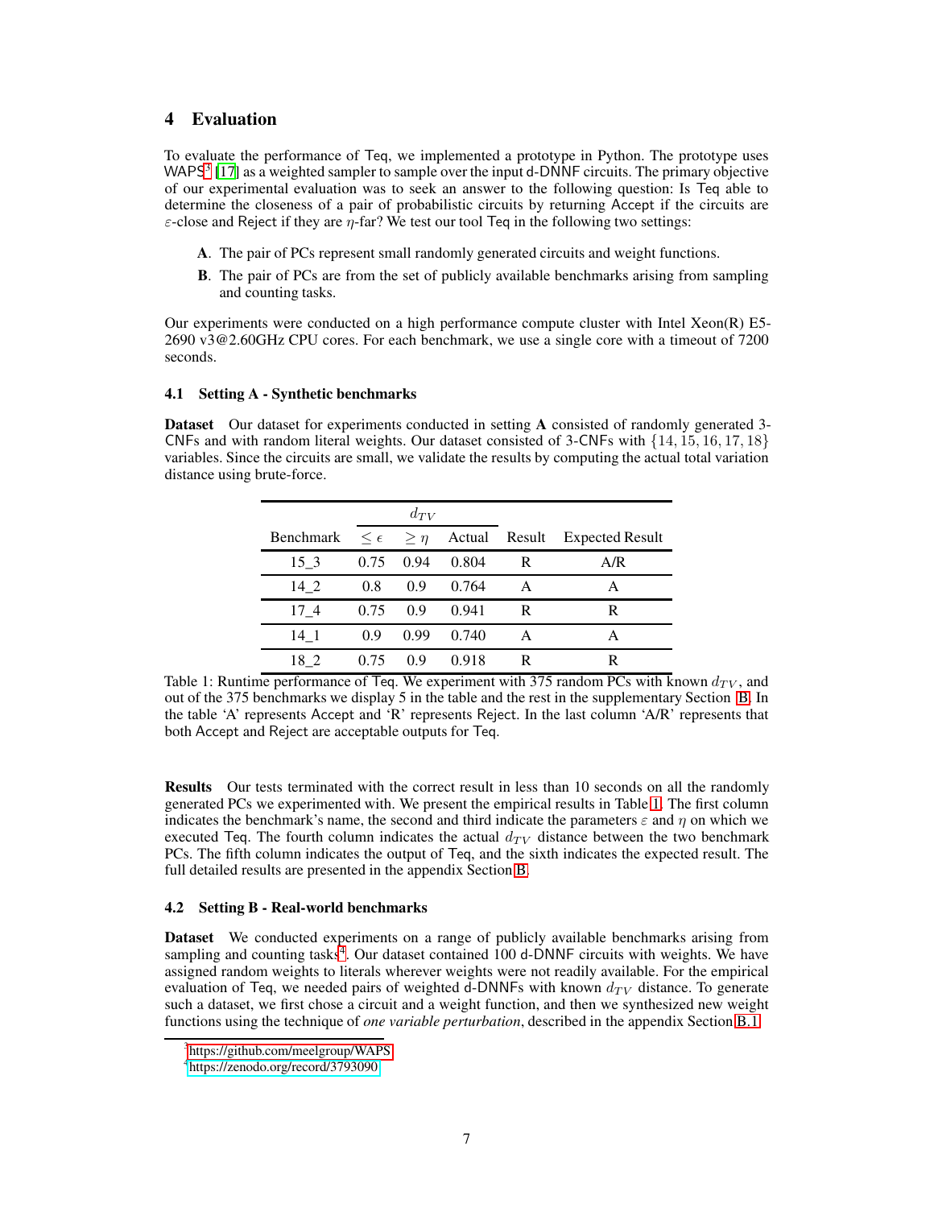## 4 Evaluation

To evaluate the performance of Teq, we implemented a prototype in Python. The prototype uses WAPS[3] [17] as a weighted sampler to sample over the input d-DNNF circuits. The primary objective of our experimental evaluation was to seek an answer to the following question: Is Teq able to determine the closeness of a pair of probabilistic circuits by returning Accept if the circuits are $\varepsilon$-close and Reject if they are $\eta$-far? We test our tool Teq in the following two settings:

**A**. The pair of PCs represent small randomly generated circuits and weight functions.

**B**. The pair of PCs are from the set of publicly available benchmarks arising from sampling and counting tasks.

Our experiments were conducted on a high performance compute cluster with Intel Xeon(R) E5-2690 v3@2.60GHz CPU cores. For each benchmark, we use a single core with a timeout of 7200 seconds.

### 4.1 Setting A - Synthetic benchmarks

**Dataset** Our dataset for experiments conducted in setting **A** consisted of randomly generated 3-CNFs and with random literal weights. Our dataset consisted of 3-CNFs with $\{14, 15, 16, 17, 18\}$ variables. Since the circuits are small, we validate the results by computing the actual total variation distance using brute-force.

| | $d_{TV}$ | | | | |
|---|---|---|---|---|---|
| Benchmark | $\leq \epsilon$ | $\geq \eta$ | Actual | Result | Expected Result |
| 15_3 | 0.75 | 0.94 | 0.804 | R | A/R |
| 14_2 | 0.8 | 0.9 | 0.764 | A | A |
| 17_4 | 0.75 | 0.9 | 0.941 | R | R |
| 14_1 | 0.9 | 0.99 | 0.740 | A | A |
| 18_2 | 0.75 | 0.9 | 0.918 | R | R |

Table 1: Runtime performance of Teq. We experiment with 375 random PCs with known $d_{TV}$, and out of the 375 benchmarks we display 5 in the table and the rest in the supplementary Section B. In the table 'A' represents Accept and 'R' represents Reject. In the last column 'A/R' represents that both Accept and Reject are acceptable outputs for Teq.

**Results** Our tests terminated with the correct result in less than 10 seconds on all the randomly generated PCs we experimented with. We present the empirical results in Table 1. The first column indicates the benchmark's name, the second and third indicate the parameters $\varepsilon$ and $\eta$ on which we executed Teq. The fourth column indicates the actual $d_{TV}$ distance between the two benchmark PCs. The fifth column indicates the output of Teq, and the sixth indicates the expected result. The full detailed results are presented in the appendix Section B.

### 4.2 Setting B - Real-world benchmarks

**Dataset** We conducted experiments on a range of publicly available benchmarks arising from sampling and counting tasks[4]. Our dataset contained 100 d-DNNF circuits with weights. We have assigned random weights to literals wherever weights were not readily available. For the empirical evaluation of Teq, we needed pairs of weighted d-DNNFs with known $d_{TV}$ distance. To generate such a dataset, we first chose a circuit and a weight function, and then we synthesized new weight functions using the technique of *one variable perturbation*, described in the appendix Section B.1.

[3] https://github.com/meelgroup/WAPS
[4] https://zenodo.org/record/3793090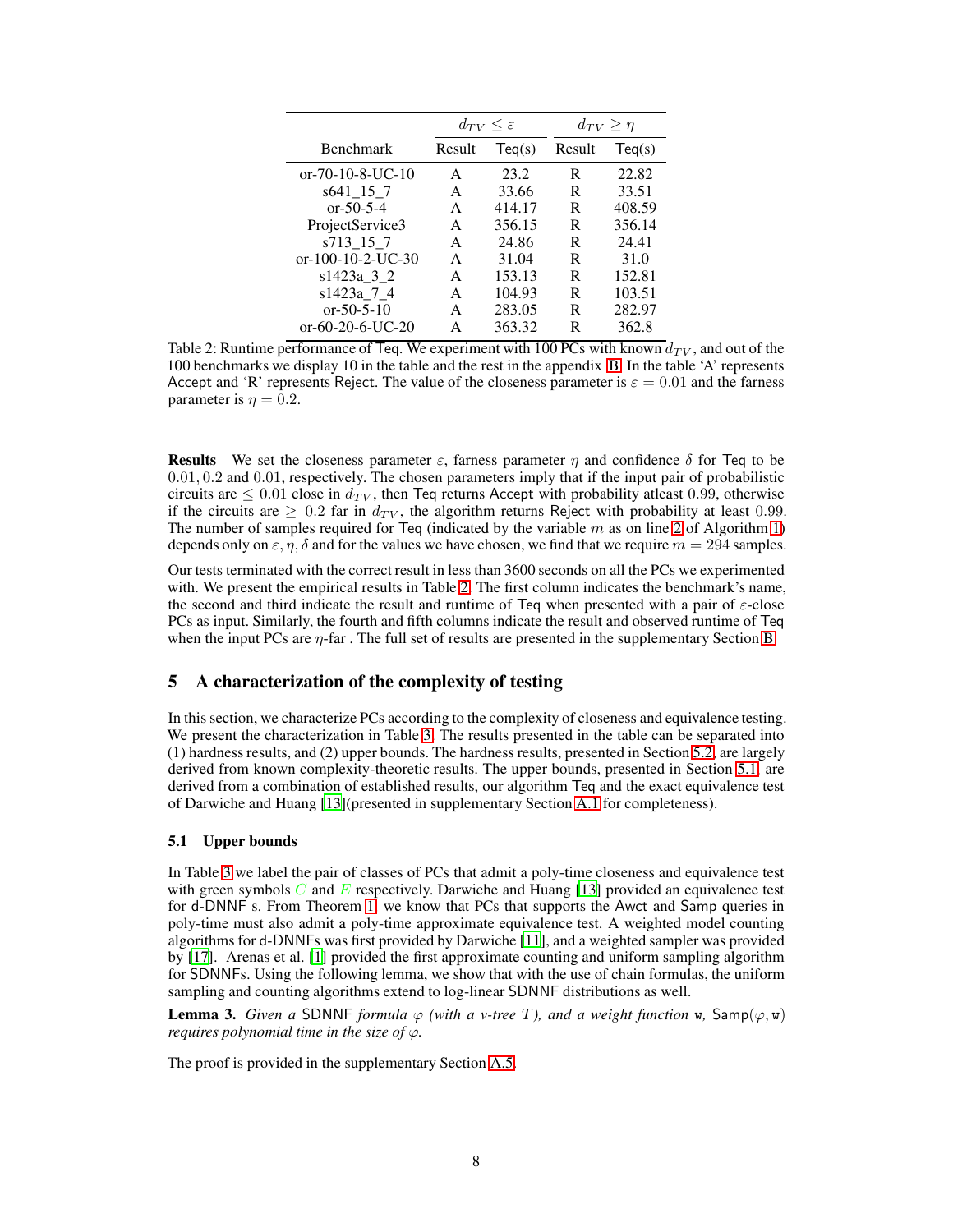| Benchmark | $d_{TV} \leq \varepsilon$ | | $d_{TV} \geq \eta$ | |
|---|---|---|---|---|
| | Result | Teq(s) | Result | Teq(s) |
| or-70-10-8-UC-10 | A | 23.2 | R | 22.82 |
| s641_15_7 | A | 33.66 | R | 33.51 |
| or-50-5-4 | A | 414.17 | R | 408.59 |
| ProjectService3 | A | 356.15 | R | 356.14 |
| s713_15_7 | A | 24.86 | R | 24.41 |
| or-100-10-2-UC-30 | A | 31.04 | R | 31.0 |
| s1423a_3_2 | A | 153.13 | R | 152.81 |
| s1423a_7_4 | A | 104.93 | R | 103.51 |
| or-50-5-10 | A | 283.05 | R | 282.97 |
| or-60-20-6-UC-20 | A | 363.32 | R | 362.8 |

Table 2: Runtime performance of Teq. We experiment with 100 PCs with known $d_{TV}$, and out of the 100 benchmarks we display 10 in the table and the rest in the appendix B. In the table 'A' represents Accept and 'R' represents Reject. The value of the closeness parameter is $\varepsilon = 0.01$ and the farness parameter is $\eta = 0.2$.

**Results** We set the closeness parameter $\varepsilon$, farness parameter $\eta$ and confidence $\delta$ for Teq to be $0.01, 0.2$ and $0.01$, respectively. The chosen parameters imply that if the input pair of probabilistic circuits are $\leq 0.01$ close in $d_{TV}$, then Teq returns Accept with probability atleast $0.99$, otherwise if the circuits are $\geq 0.2$ far in $d_{TV}$, the algorithm returns Reject with probability at least $0.99$. The number of samples required for Teq (indicated by the variable $m$ as on line 2 of Algorithm 1) depends only on $\varepsilon, \eta, \delta$ and for the values we have chosen, we find that we require $m = 294$ samples.

Our tests terminated with the correct result in less than 3600 seconds on all the PCs we experimented with. We present the empirical results in Table 2. The first column indicates the benchmark's name, the second and third indicate the result and runtime of Teq when presented with a pair of $\varepsilon$-close PCs as input. Similarly, the fourth and fifth columns indicate the result and observed runtime of Teq when the input PCs are $\eta$-far . The full set of results are presented in the supplementary Section B.

## 5 A characterization of the complexity of testing

In this section, we characterize PCs according to the complexity of closeness and equivalence testing. We present the characterization in Table 3. The results presented in the table can be separated into (1) hardness results, and (2) upper bounds. The hardness results, presented in Section 5.2, are largely derived from known complexity-theoretic results. The upper bounds, presented in Section 5.1, are derived from a combination of established results, our algorithm Teq and the exact equivalence test of Darwiche and Huang [13](presented in supplementary Section A.1 for completeness).

### 5.1 Upper bounds

In Table 3 we label the pair of classes of PCs that admit a poly-time closeness and equivalence test with green symbols $C$ and $E$ respectively. Darwiche and Huang [13] provided an equivalence test for d-DNNF s. From Theorem 1, we know that PCs that supports the Awct and Samp queries in poly-time must also admit a poly-time approximate equivalence test. A weighted model counting algorithms for d-DNNFs was first provided by Darwiche [11], and a weighted sampler was provided by [17]. Arenas et al. [1] provided the first approximate counting and uniform sampling algorithm for SDNNFs. Using the following lemma, we show that with the use of chain formulas, the uniform sampling and counting algorithms extend to log-linear SDNNF distributions as well.

**Lemma 3.** *Given a* SDNNF *formula* $\varphi$ *(with a v-tree* $T$*), and a weight function* $\mathtt{w}$*,* $\mathsf{Samp}(\varphi, \mathtt{w})$ *requires polynomial time in the size of* $\varphi$*.*

The proof is provided in the supplementary Section A.5.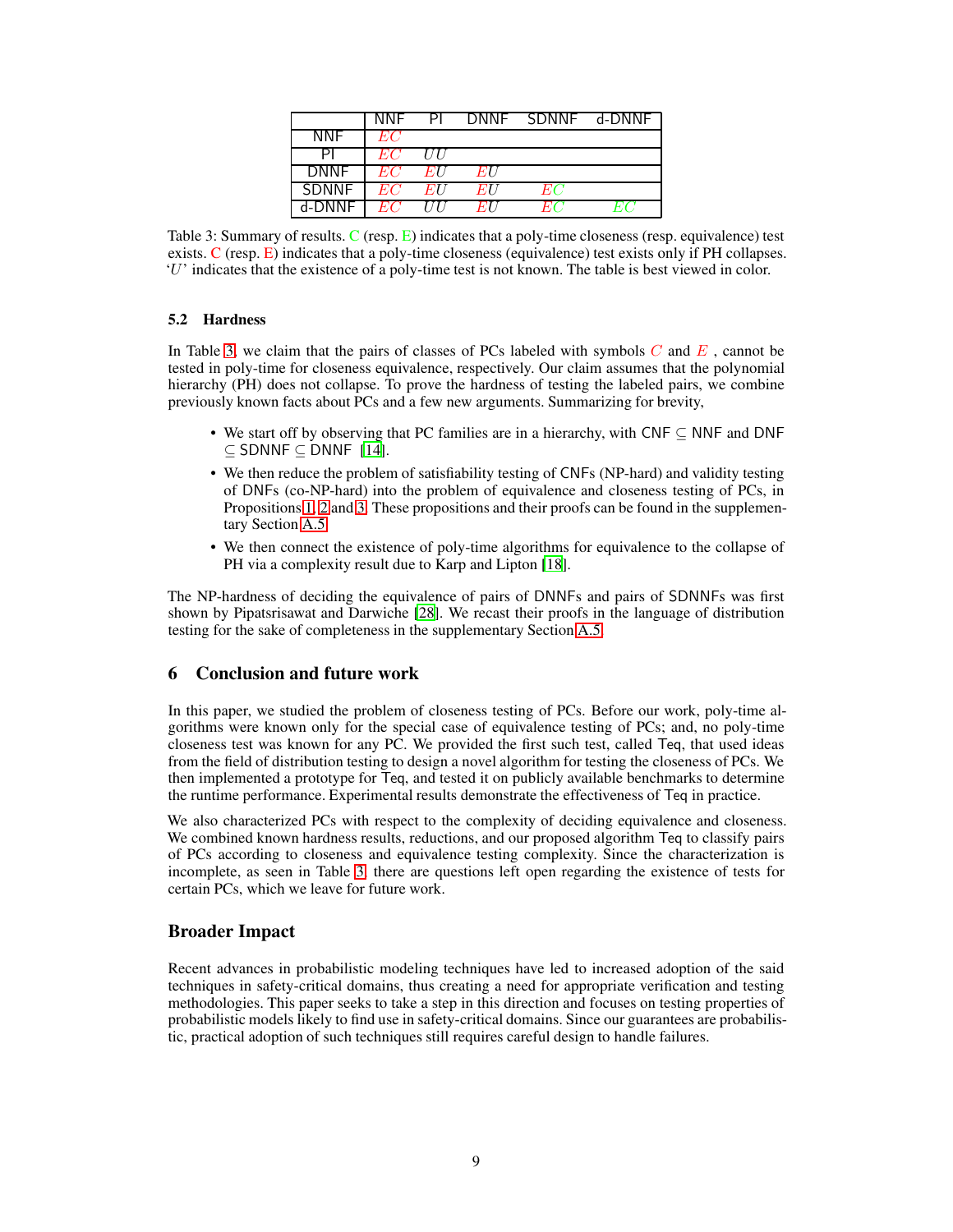|  | NNF | PI | DNNF | SDNNF | d-DNNF |
|---|---|---|---|---|---|
| NNF | $EC$ |  |  |  |  |
| PI | $EC$ | $UU$ |  |  |  |
| DNNF | $EC$ | $EU$ | $EU$ |  |  |
| SDNNF | $EC$ | $EU$ | $EU$ | $EC$ |  |
| d-DNNF | $EC$ | $UU$ | $EU$ | $EC$ | $EC$ |

Table 3: Summary of results. C (resp. E) indicates that a poly-time closeness (resp. equivalence) test exists. C (resp. E) indicates that a poly-time closeness (equivalence) test exists only if PH collapses. '$U$' indicates that the existence of a poly-time test is not known. The table is best viewed in color.

### 5.2 Hardness

In Table 3, we claim that the pairs of classes of PCs labeled with symbols $C$ and $E$ , cannot be tested in poly-time for closeness equivalence, respectively. Our claim assumes that the polynomial hierarchy (PH) does not collapse. To prove the hardness of testing the labeled pairs, we combine previously known facts about PCs and a few new arguments. Summarizing for brevity,

- We start off by observing that PC families are in a hierarchy, with CNF $\subseteq$ NNF and DNF $\subseteq$ SDNNF $\subseteq$ DNNF [14].
- We then reduce the problem of satisfiability testing of CNFs (NP-hard) and validity testing of DNFs (co-NP-hard) into the problem of equivalence and closeness testing of PCs, in Propositions 1, 2 and 3. These propositions and their proofs can be found in the supplementary Section A.5.
- We then connect the existence of poly-time algorithms for equivalence to the collapse of PH via a complexity result due to Karp and Lipton [18].

The NP-hardness of deciding the equivalence of pairs of DNNFs and pairs of SDNNFs was first shown by Pipatsrisawat and Darwiche [28]. We recast their proofs in the language of distribution testing for the sake of completeness in the supplementary Section A.5.

## 6 Conclusion and future work

In this paper, we studied the problem of closeness testing of PCs. Before our work, poly-time algorithms were known only for the special case of equivalence testing of PCs; and, no poly-time closeness test was known for any PC. We provided the first such test, called Teq, that used ideas from the field of distribution testing to design a novel algorithm for testing the closeness of PCs. We then implemented a prototype for Teq, and tested it on publicly available benchmarks to determine the runtime performance. Experimental results demonstrate the effectiveness of Teq in practice.

We also characterized PCs with respect to the complexity of deciding equivalence and closeness. We combined known hardness results, reductions, and our proposed algorithm Teq to classify pairs of PCs according to closeness and equivalence testing complexity. Since the characterization is incomplete, as seen in Table 3, there are questions left open regarding the existence of tests for certain PCs, which we leave for future work.

## Broader Impact

Recent advances in probabilistic modeling techniques have led to increased adoption of the said techniques in safety-critical domains, thus creating a need for appropriate verification and testing methodologies. This paper seeks to take a step in this direction and focuses on testing properties of probabilistic models likely to find use in safety-critical domains. Since our guarantees are probabilistic, practical adoption of such techniques still requires careful design to handle failures.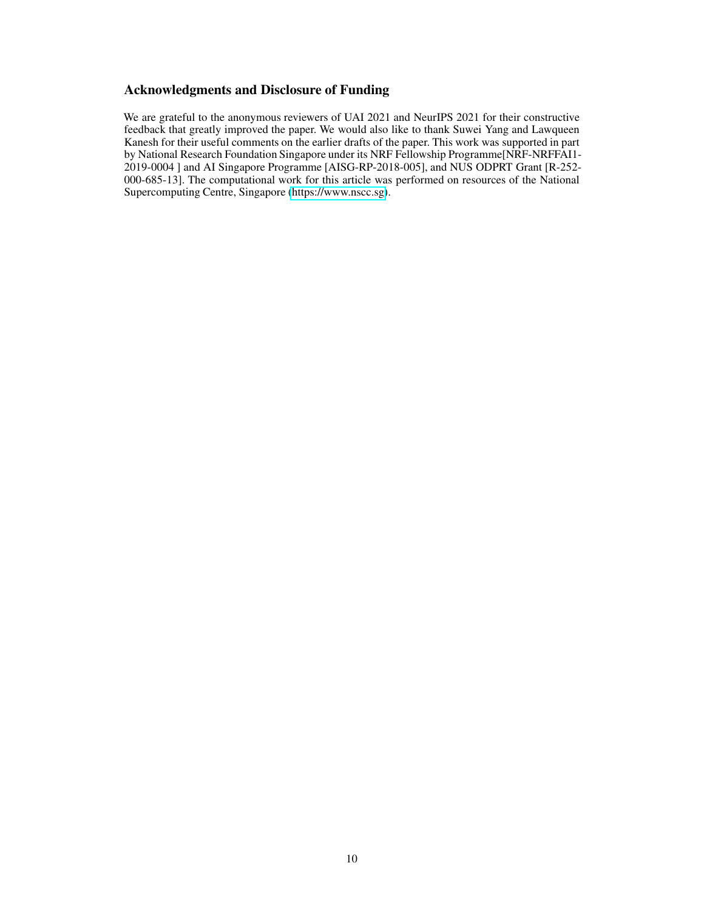## Acknowledgments and Disclosure of Funding

We are grateful to the anonymous reviewers of UAI 2021 and NeurIPS 2021 for their constructive feedback that greatly improved the paper. We would also like to thank Suwei Yang and Lawqueen Kanesh for their useful comments on the earlier drafts of the paper. This work was supported in part by National Research Foundation Singapore under its NRF Fellowship Programme[NRF-NRFFAI1-2019-0004 ] and AI Singapore Programme [AISG-RP-2018-005], and NUS ODPRT Grant [R-252-000-685-13]. The computational work for this article was performed on resources of the National Supercomputing Centre, Singapore (https://www.nscc.sg).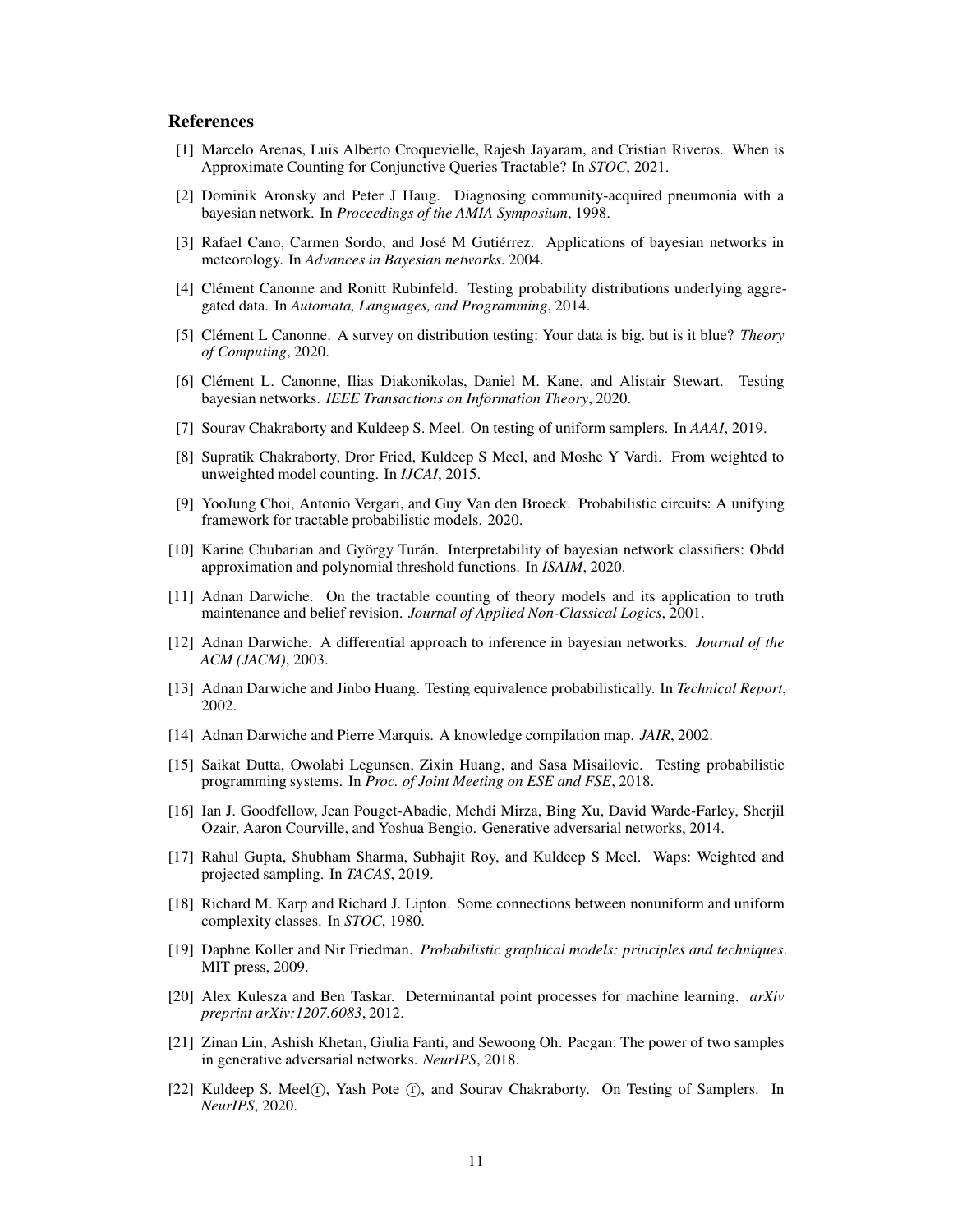## References

[1] Marcelo Arenas, Luis Alberto Croquevielle, Rajesh Jayaram, and Cristian Riveros. When is Approximate Counting for Conjunctive Queries Tractable? In *STOC*, 2021.

[2] Dominik Aronsky and Peter J Haug. Diagnosing community-acquired pneumonia with a bayesian network. In *Proceedings of the AMIA Symposium*, 1998.

[3] Rafael Cano, Carmen Sordo, and José M Gutiérrez. Applications of bayesian networks in meteorology. In *Advances in Bayesian networks*. 2004.

[4] Clément Canonne and Ronitt Rubinfeld. Testing probability distributions underlying aggregated data. In *Automata, Languages, and Programming*, 2014.

[5] Clément L Canonne. A survey on distribution testing: Your data is big. but is it blue? *Theory of Computing*, 2020.

[6] Clément L. Canonne, Ilias Diakonikolas, Daniel M. Kane, and Alistair Stewart. Testing bayesian networks. *IEEE Transactions on Information Theory*, 2020.

[7] Sourav Chakraborty and Kuldeep S. Meel. On testing of uniform samplers. In *AAAI*, 2019.

[8] Supratik Chakraborty, Dror Fried, Kuldeep S Meel, and Moshe Y Vardi. From weighted to unweighted model counting. In *IJCAI*, 2015.

[9] YooJung Choi, Antonio Vergari, and Guy Van den Broeck. Probabilistic circuits: A unifying framework for tractable probabilistic models. 2020.

[10] Karine Chubarian and György Turán. Interpretability of bayesian network classifiers: Obdd approximation and polynomial threshold functions. In *ISAIM*, 2020.

[11] Adnan Darwiche. On the tractable counting of theory models and its application to truth maintenance and belief revision. *Journal of Applied Non-Classical Logics*, 2001.

[12] Adnan Darwiche. A differential approach to inference in bayesian networks. *Journal of the ACM (JACM)*, 2003.

[13] Adnan Darwiche and Jinbo Huang. Testing equivalence probabilistically. In *Technical Report*, 2002.

[14] Adnan Darwiche and Pierre Marquis. A knowledge compilation map. *JAIR*, 2002.

[15] Saikat Dutta, Owolabi Legunsen, Zixin Huang, and Sasa Misailovic. Testing probabilistic programming systems. In *Proc. of Joint Meeting on ESE and FSE*, 2018.

[16] Ian J. Goodfellow, Jean Pouget-Abadie, Mehdi Mirza, Bing Xu, David Warde-Farley, Sherjil Ozair, Aaron Courville, and Yoshua Bengio. Generative adversarial networks, 2014.

[17] Rahul Gupta, Shubham Sharma, Subhajit Roy, and Kuldeep S Meel. Waps: Weighted and projected sampling. In *TACAS*, 2019.

[18] Richard M. Karp and Richard J. Lipton. Some connections between nonuniform and uniform complexity classes. In *STOC*, 1980.

[19] Daphne Koller and Nir Friedman. *Probabilistic graphical models: principles and techniques*. MIT press, 2009.

[20] Alex Kulesza and Ben Taskar. Determinantal point processes for machine learning. *arXiv preprint arXiv:1207.6083*, 2012.

[21] Zinan Lin, Ashish Khetan, Giulia Fanti, and Sewoong Oh. Pacgan: The power of two samples in generative adversarial networks. *NeurIPS*, 2018.

[22] Kuldeep S. Meel ⓡ, Yash Pote ⓡ, and Sourav Chakraborty. On Testing of Samplers. In *NeurIPS*, 2020.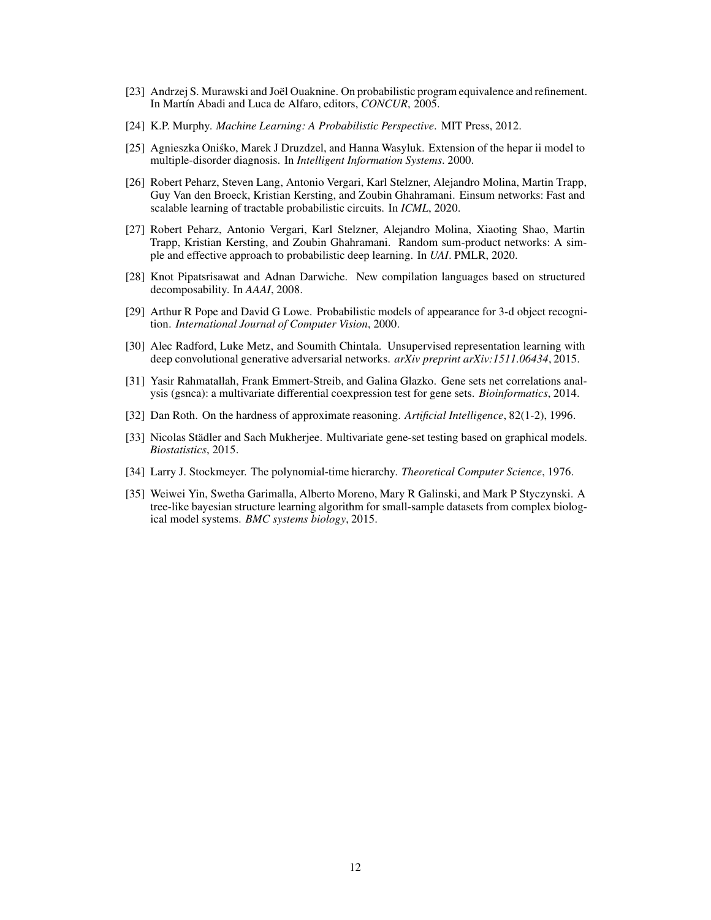[23] Andrzej S. Murawski and Joël Ouaknine. On probabilistic program equivalence and refinement. In Martín Abadi and Luca de Alfaro, editors, *CONCUR*, 2005.

[24] K.P. Murphy. *Machine Learning: A Probabilistic Perspective*. MIT Press, 2012.

[25] Agnieszka Oniśko, Marek J Druzdzel, and Hanna Wasyluk. Extension of the hepar ii model to multiple-disorder diagnosis. In *Intelligent Information Systems*. 2000.

[26] Robert Peharz, Steven Lang, Antonio Vergari, Karl Stelzner, Alejandro Molina, Martin Trapp, Guy Van den Broeck, Kristian Kersting, and Zoubin Ghahramani. Einsum networks: Fast and scalable learning of tractable probabilistic circuits. In *ICML*, 2020.

[27] Robert Peharz, Antonio Vergari, Karl Stelzner, Alejandro Molina, Xiaoting Shao, Martin Trapp, Kristian Kersting, and Zoubin Ghahramani. Random sum-product networks: A simple and effective approach to probabilistic deep learning. In *UAI*. PMLR, 2020.

[28] Knot Pipatsrisawat and Adnan Darwiche. New compilation languages based on structured decomposability. In *AAAI*, 2008.

[29] Arthur R Pope and David G Lowe. Probabilistic models of appearance for 3-d object recognition. *International Journal of Computer Vision*, 2000.

[30] Alec Radford, Luke Metz, and Soumith Chintala. Unsupervised representation learning with deep convolutional generative adversarial networks. *arXiv preprint arXiv:1511.06434*, 2015.

[31] Yasir Rahmatallah, Frank Emmert-Streib, and Galina Glazko. Gene sets net correlations analysis (gsnca): a multivariate differential coexpression test for gene sets. *Bioinformatics*, 2014.

[32] Dan Roth. On the hardness of approximate reasoning. *Artificial Intelligence*, 82(1-2), 1996.

[33] Nicolas Städler and Sach Mukherjee. Multivariate gene-set testing based on graphical models. *Biostatistics*, 2015.

[34] Larry J. Stockmeyer. The polynomial-time hierarchy. *Theoretical Computer Science*, 1976.

[35] Weiwei Yin, Swetha Garimalla, Alberto Moreno, Mary R Galinski, and Mark P Styczynski. A tree-like bayesian structure learning algorithm for small-sample datasets from complex biological model systems. *BMC systems biology*, 2015.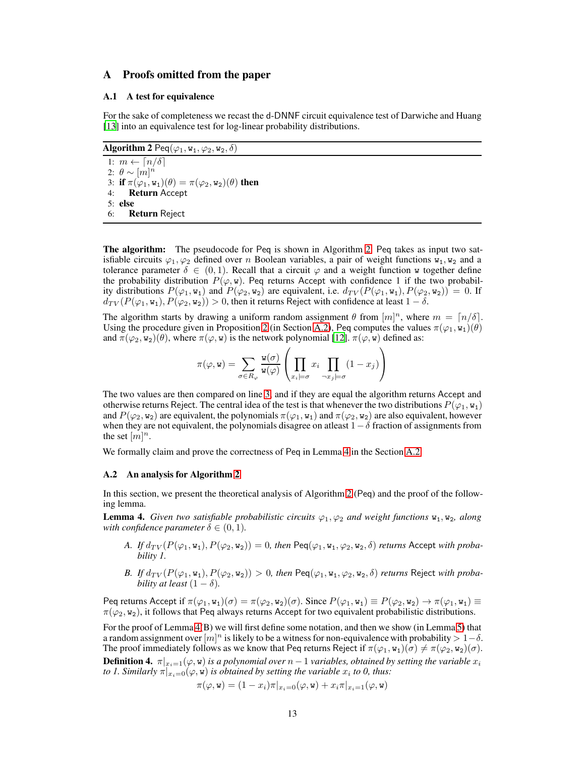# A Proofs omitted from the paper

## A.1 A test for equivalence

For the sake of completeness we recast the d-DNNF circuit equivalence test of Darwiche and Huang [13] into an equivalence test for log-linear probability distributions.

**Algorithm 2** $\mathsf{Peq}(\varphi_1, \mathtt{w}_1, \varphi_2, \mathtt{w}_2, \delta)$

```
1: m ← ⌈n/δ⌉
2: θ ∼ [m]^n
3: if π(φ1, w1)(θ) = π(φ2, w2)(θ) then
4:     Return Accept
5: else
6:     Return Reject
```

**The algorithm:** The pseudocode for Peq is shown in Algorithm 2. Peq takes as input two satisfiable circuits $\varphi_1, \varphi_2$ defined over $n$ Boolean variables, a pair of weight functions $\mathtt{w}_1, \mathtt{w}_2$ and a tolerance parameter $\delta \in (0, 1)$. Recall that a circuit $\varphi$ and a weight function $\mathtt{w}$ together define the probability distribution $P(\varphi, \mathtt{w})$. Peq returns Accept with confidence 1 if the two probability distributions $P(\varphi_1, \mathtt{w}_1)$ and $P(\varphi_2, \mathtt{w}_2)$ are equivalent, i.e. $d_{TV}(P(\varphi_1, \mathtt{w}_1), P(\varphi_2, \mathtt{w}_2)) = 0$. If $d_{TV}(P(\varphi_1, \mathtt{w}_1), P(\varphi_2, \mathtt{w}_2)) > 0$, then it returns Reject with confidence at least $1 - \delta$.

The algorithm starts by drawing a uniform random assignment $\theta$ from $[m]^n$, where $m = \lceil n/\delta \rceil$. Using the procedure given in Proposition 2 (in Section A.2), Peq computes the values $\pi(\varphi_1, \mathtt{w}_1)(\theta)$ and $\pi(\varphi_2, \mathtt{w}_2)(\theta)$, where $\pi(\varphi, \mathtt{w})$ is the network polynomial [12]. $\pi(\varphi, \mathtt{w})$ defined as:

$$\pi(\varphi, \mathtt{w}) = \sum_{\sigma \in R_\varphi} \frac{\mathtt{w}(\sigma)}{\mathtt{w}(\varphi)} \left( \prod_{x_i \models \sigma} x_i \prod_{\neg x_j \models \sigma} (1 - x_j) \right)$$

The two values are then compared on line 3, and if they are equal the algorithm returns Accept and otherwise returns Reject. The central idea of the test is that whenever the two distributions $P(\varphi_1, \mathtt{w}_1)$ and $P(\varphi_2, \mathtt{w}_2)$ are equivalent, the polynomials $\pi(\varphi_1, \mathtt{w}_1)$ and $\pi(\varphi_2, \mathtt{w}_2)$ are also equivalent, however when they are not equivalent, the polynomials disagree on atleast $1 - \delta$ fraction of assignments from the set $[m]^n$.

We formally claim and prove the correctness of Peq in Lemma 4 in the Section A.2.

## A.2 An analysis for Algorithm 2

In this section, we present the theoretical analysis of Algorithm 2 (Peq) and the proof of the following lemma.

**Lemma 4.** *Given two satisfiable probabilistic circuits $\varphi_1, \varphi_2$ and weight functions $\mathtt{w}_1, \mathtt{w}_2$, along with confidence parameter $\delta \in (0, 1)$.*

*A. If $d_{TV}(P(\varphi_1, \mathtt{w}_1), P(\varphi_2, \mathtt{w}_2)) = 0$, then $\mathsf{Peq}(\varphi_1, \mathtt{w}_1, \varphi_2, \mathtt{w}_2, \delta)$ returns Accept with probability 1.*

*B. If $d_{TV}(P(\varphi_1, \mathtt{w}_1), P(\varphi_2, \mathtt{w}_2)) > 0$, then $\mathsf{Peq}(\varphi_1, \mathtt{w}_1, \varphi_2, \mathtt{w}_2, \delta)$ returns Reject with probability at least $(1 - \delta)$.*

Peq returns Accept if $\pi(\varphi_1, \mathtt{w}_1)(\sigma) = \pi(\varphi_2, \mathtt{w}_2)(\sigma)$. Since $P(\varphi_1, \mathtt{w}_1) \equiv P(\varphi_2, \mathtt{w}_2) \to \pi(\varphi_1, \mathtt{w}_1) \equiv \pi(\varphi_2, \mathtt{w}_2)$, it follows that Peq always returns Accept for two equivalent probabilistic distributions.

For the proof of Lemma 4(B) we will first define some notation, and then we show (in Lemma 5) that a random assignment over $[m]^n$ is likely to be a witness for non-equivalence with probability $> 1 - \delta$. The proof immediately follows as we know that Peq returns Reject if $\pi(\varphi_1, \mathtt{w}_1)(\sigma) \neq \pi(\varphi_2, \mathtt{w}_2)(\sigma)$.

**Definition 4.** *$\pi|_{x_i=1}(\varphi, \mathtt{w})$ is a polynomial over $n - 1$ variables, obtained by setting the variable $x_i$ to 1. Similarly $\pi|_{x_i=0}(\varphi, \mathtt{w})$ is obtained by setting the variable $x_i$ to 0, thus:*

$$\pi(\varphi, \mathtt{w}) = (1 - x_i)\pi|_{x_i=0}(\varphi, \mathtt{w}) + x_i \pi|_{x_i=1}(\varphi, \mathtt{w})$$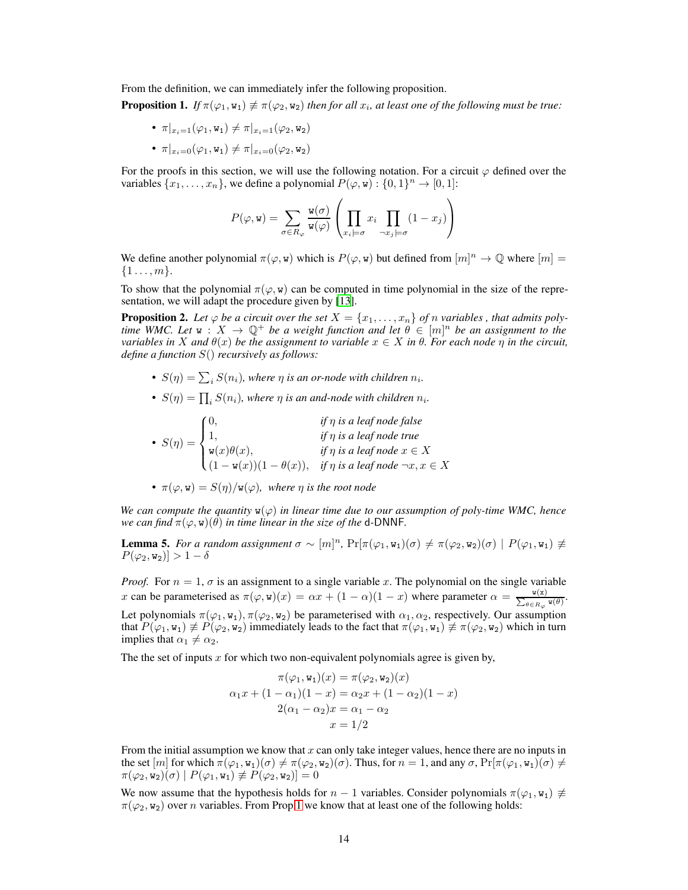From the definition, we can immediately infer the following proposition.

**Proposition 1.** *If $\pi(\varphi_1, \mathtt{w}_1) \not\equiv \pi(\varphi_2, \mathtt{w}_2)$ then for all $x_i$, at least one of the following must be true:*

- $\pi|_{x_i=1}(\varphi_1, \mathtt{w}_1) \neq \pi|_{x_i=1}(\varphi_2, \mathtt{w}_2)$
- $\pi|_{x_i=0}(\varphi_1, \mathtt{w}_1) \neq \pi|_{x_i=0}(\varphi_2, \mathtt{w}_2)$

For the proofs in this section, we will use the following notation. For a circuit $\varphi$ defined over the variables $\{x_1, \ldots, x_n\}$, we define a polynomial $P(\varphi, \mathtt{w}) : \{0, 1\}^n \to [0, 1]$:

$$P(\varphi, \mathtt{w}) = \sum_{\sigma \in R_\varphi} \frac{\mathtt{w}(\sigma)}{\mathtt{w}(\varphi)} \left( \prod_{x_i \models \sigma} x_i \prod_{\neg x_j \models \sigma} (1 - x_j) \right)$$

We define another polynomial $\pi(\varphi, \mathtt{w})$ which is $P(\varphi, \mathtt{w})$ but defined from $[m]^n \to \mathbb{Q}$ where $[m] = \{1 \ldots, m\}$.

To show that the polynomial $\pi(\varphi, \mathtt{w})$ can be computed in time polynomial in the size of the representation, we will adapt the procedure given by [13].

**Proposition 2.** *Let $\varphi$ be a circuit over the set $X = \{x_1, \ldots, x_n\}$ of $n$ variables , that admits poly-time WMC. Let $\mathtt{w} : X \to \mathbb{Q}^+$ be a weight function and let $\theta \in [m]^n$ be an assignment to the variables in $X$ and $\theta(x)$ be the assignment to variable $x \in X$ in $\theta$. For each node $\eta$ in the circuit, define a function $S()$ recursively as follows:*

- $S(\eta) = \sum_i S(n_i)$*, where $\eta$ is an or-node with children $n_i$.*
- $S(\eta) = \prod_i S(n_i)$*, where $\eta$ is an and-node with children $n_i$.*
- $S(\eta) = \begin{cases} 0, & \text{if } \eta \text{ is a leaf node false} \\ 1, & \text{if } \eta \text{ is a leaf node true} \\ \mathtt{w}(x)\theta(x), & \text{if } \eta \text{ is a leaf node } x \in X \\ (1 - \mathtt{w}(x))(1 - \theta(x)), & \text{if } \eta \text{ is a leaf node } \neg x, x \in X \end{cases}$
- $\pi(\varphi, \mathtt{w}) = S(\eta)/\mathtt{w}(\varphi)$*, where $\eta$ is the root node*

*We can compute the quantity $\mathtt{w}(\varphi)$ in linear time due to our assumption of poly-time WMC, hence we can find $\pi(\varphi, \mathtt{w})(\theta)$ in time linear in the size of the* d-DNNF.

**Lemma 5.** *For a random assignment $\sigma \sim [m]^n$, $\Pr[\pi(\varphi_1, \mathtt{w}_1)(\sigma) \neq \pi(\varphi_2, \mathtt{w}_2)(\sigma) \mid P(\varphi_1, \mathtt{w}_1) \not\equiv P(\varphi_2, \mathtt{w}_2)] > 1 - \delta$*

*Proof.* For $n = 1$, $\sigma$ is an assignment to a single variable $x$. The polynomial on the single variable $x$ can be parameterised as $\pi(\varphi, \mathtt{w})(x) = \alpha x + (1 - \alpha)(1 - x)$ where parameter $\alpha = \frac{\mathtt{w}(\mathtt{x})}{\sum_{\theta \in R_\varphi} \mathtt{w}(\theta)}$. Let polynomials $\pi(\varphi_1, \mathtt{w}_1), \pi(\varphi_2, \mathtt{w}_2)$ be parameterised with $\alpha_1, \alpha_2$, respectively. Our assumption that $P(\varphi_1, \mathtt{w}_1) \not\equiv P(\varphi_2, \mathtt{w}_2)$ immediately leads to the fact that $\pi(\varphi_1, \mathtt{w}_1) \not\equiv \pi(\varphi_2, \mathtt{w}_2)$ which in turn implies that $\alpha_1 \neq \alpha_2$.

The the set of inputs $x$ for which two non-equivalent polynomials agree is given by,

$$\begin{aligned} \pi(\varphi_1, \mathtt{w}_1)(x) &= \pi(\varphi_2, \mathtt{w}_2)(x) \\ \alpha_1 x + (1 - \alpha_1)(1 - x) &= \alpha_2 x + (1 - \alpha_2)(1 - x) \\ 2(\alpha_1 - \alpha_2)x &= \alpha_1 - \alpha_2 \\ x &= 1/2 \end{aligned}$$

From the initial assumption we know that $x$ can only take integer values, hence there are no inputs in the set $[m]$ for which $\pi(\varphi_1, \mathtt{w}_1)(\sigma) \neq \pi(\varphi_2, \mathtt{w}_2)(\sigma)$. Thus, for $n = 1$, and any $\sigma$, $\Pr[\pi(\varphi_1, \mathtt{w}_1)(\sigma) \neq \pi(\varphi_2, \mathtt{w}_2)(\sigma) \mid P(\varphi_1, \mathtt{w}_1) \not\equiv P(\varphi_2, \mathtt{w}_2)] = 0$

We now assume that the hypothesis holds for $n - 1$ variables. Consider polynomials $\pi(\varphi_1, \mathtt{w}_1) \not\equiv \pi(\varphi_2, \mathtt{w}_2)$ over $n$ variables. From Prop 1 we know that at least one of the following holds: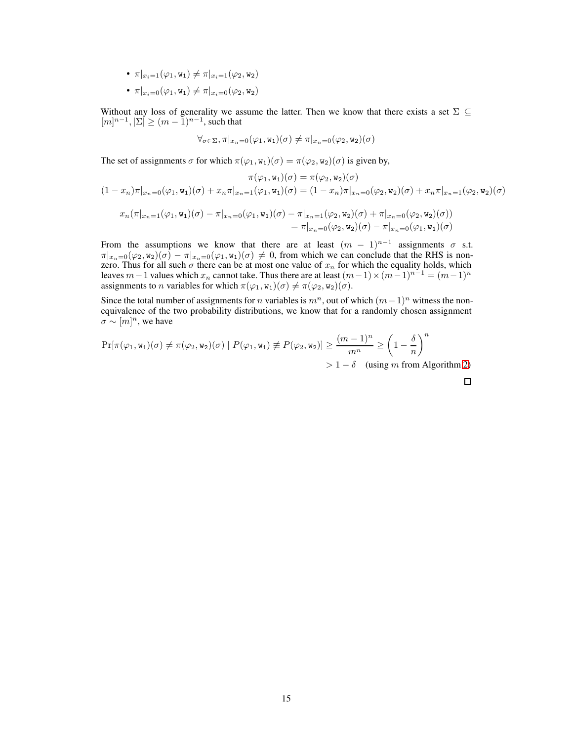- $\pi|_{x_i=1}(\varphi_1, \mathtt{w_1}) \neq \pi|_{x_i=1}(\varphi_2, \mathtt{w_2})$
- $\pi|_{x_i=0}(\varphi_1, \mathtt{w_1}) \neq \pi|_{x_i=0}(\varphi_2, \mathtt{w_2})$

Without any loss of generality we assume the latter. Then we know that there exists a set $\Sigma \subseteq [m]^{n-1}, |\Sigma| \geq (m-1)^{n-1}$, such that

$$\forall_{\sigma \in \Sigma}, \pi|_{x_n=0}(\varphi_1, \mathtt{w_1})(\sigma) \neq \pi|_{x_n=0}(\varphi_2, \mathtt{w_2})(\sigma)$$

The set of assignments $\sigma$ for which $\pi(\varphi_1, \mathtt{w_1})(\sigma) = \pi(\varphi_2, \mathtt{w_2})(\sigma)$ is given by,

$$\pi(\varphi_1, \mathtt{w_1})(\sigma) = \pi(\varphi_2, \mathtt{w_2})(\sigma)$$

$$(1 - x_n)\pi|_{x_n=0}(\varphi_1, \mathtt{w_1})(\sigma) + x_n \pi|_{x_n=1}(\varphi_1, \mathtt{w_1})(\sigma) = (1 - x_n)\pi|_{x_n=0}(\varphi_2, \mathtt{w_2})(\sigma) + x_n \pi|_{x_n=1}(\varphi_2, \mathtt{w_2})(\sigma)$$

$$\begin{aligned} x_n(\pi|_{x_n=1}(\varphi_1, \mathtt{w_1})(\sigma) - \pi|_{x_n=0}(\varphi_1, \mathtt{w_1})(\sigma) - \pi|_{x_n=1}(\varphi_2, \mathtt{w_2})(\sigma) + \pi|_{x_n=0}(\varphi_2, \mathtt{w_2})(\sigma)) \\ = \pi|_{x_n=0}(\varphi_2, \mathtt{w_2})(\sigma) - \pi|_{x_n=0}(\varphi_1, \mathtt{w_1})(\sigma) \end{aligned}$$

From the assumptions we know that there are at least $(m-1)^{n-1}$ assignments $\sigma$ s.t. $\pi|_{x_n=0}(\varphi_2, \mathtt{w_2})(\sigma) - \pi|_{x_n=0}(\varphi_1, \mathtt{w_1})(\sigma) \neq 0$, from which we can conclude that the RHS is non-zero. Thus for all such $\sigma$ there can be at most one value of $x_n$ for which the equality holds, which leaves $m-1$ values which $x_n$ cannot take. Thus there are at least $(m-1) \times (m-1)^{n-1} = (m-1)^n$ assignments to $n$ variables for which $\pi(\varphi_1, \mathtt{w_1})(\sigma) \neq \pi(\varphi_2, \mathtt{w_2})(\sigma)$.

Since the total number of assignments for $n$ variables is $m^n$, out of which $(m-1)^n$ witness the non-equivalence of the two probability distributions, we know that for a randomly chosen assignment $\sigma \sim [m]^n$, we have

$$\begin{aligned} \Pr[\pi(\varphi_1, \mathtt{w_1})(\sigma) \neq \pi(\varphi_2, \mathtt{w_2})(\sigma) \mid P(\varphi_1, \mathtt{w_1}) \not\equiv P(\varphi_2, \mathtt{w_2})] \geq \frac{(m-1)^n}{m^n} \geq \left(1 - \frac{\delta}{n}\right)^n \\ > 1 - \delta \quad \text{(using } m \text{ from Algorithm 2)} \end{aligned}$$

□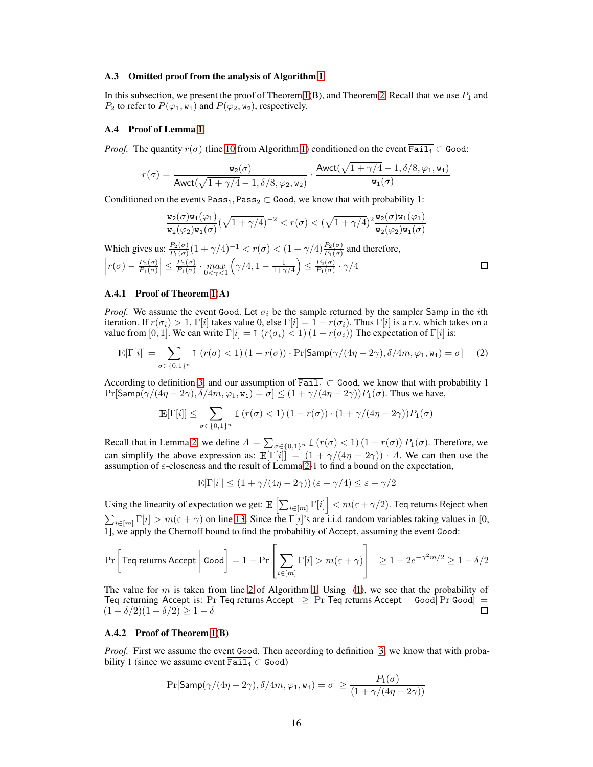### A.3 Omitted proof from the analysis of Algorithm 1

In this subsection, we present the proof of Theorem 1(B), and Theorem 2. Recall that we use $P_1$ and $P_2$ to refer to $P(\varphi_1, \mathtt{w}_1)$ and $P(\varphi_2, \mathtt{w}_2)$, respectively.

### A.4 Proof of Lemma 1

*Proof.* The quantity $r(\sigma)$ (line 10 from Algorithm 1) conditioned on the event $\overline{\mathtt{Fail_i}} \subset \mathtt{Good}$:

$$r(\sigma) = \frac{\mathtt{w}_2(\sigma)}{\mathsf{Awct}(\sqrt{1+\gamma/4}-1, \delta/8, \varphi_2, \mathtt{w}_2)} \cdot \frac{\mathsf{Awct}(\sqrt{1+\gamma/4}-1, \delta/8, \varphi_1, \mathtt{w}_1)}{\mathtt{w}_1(\sigma)}$$

Conditioned on the events $\mathtt{Pass}_1, \mathtt{Pass}_2 \subset \mathtt{Good}$, we know that with probability 1:

$$\frac{\mathtt{w}_2(\sigma)\mathtt{w}_1(\varphi_1)}{\mathtt{w}_2(\varphi_2)\mathtt{w}_1(\sigma)}(\sqrt{1+\gamma/4})^{-2} < r(\sigma) < (\sqrt{1+\gamma/4})^2 \frac{\mathtt{w}_2(\sigma)\mathtt{w}_1(\varphi_1)}{\mathtt{w}_2(\varphi_2)\mathtt{w}_1(\sigma)}$$

Which gives us: $\frac{P_2(\sigma)}{P_1(\sigma)}(1+\gamma/4)^{-1} < r(\sigma) < (1+\gamma/4)\frac{P_2(\sigma)}{P_1(\sigma)}$ and therefore,
$\left|r(\sigma) - \frac{P_2(\sigma)}{P_1(\sigma)}\right| \leq \frac{P_2(\sigma)}{P_1(\sigma)} \cdot \underset{0<\gamma<1}{max}\left(\gamma/4, 1 - \frac{1}{1+\gamma/4}\right) \leq \frac{P_2(\sigma)}{P_1(\sigma)} \cdot \gamma/4$ ∎

#### A.4.1 Proof of Theorem 1(A)

*Proof.* We assume the event $\mathtt{Good}$. Let $\sigma_i$ be the sample returned by the sampler $\mathsf{Samp}$ in the $i$th iteration. If $r(\sigma_i) > 1$, $\Gamma[i]$ takes value 0, else $\Gamma[i] = 1 - r(\sigma_i)$. Thus $\Gamma[i]$ is a r.v. which takes on a value from $[0, 1]$. We can write $\Gamma[i] = \mathbb{1}(r(\sigma_i) < 1)(1 - r(\sigma_i))$ The expectation of $\Gamma[i]$ is:

$$\mathbb{E}[\Gamma[i]] = \sum_{\sigma \in \{0,1\}^n} \mathbb{1}(r(\sigma) < 1)(1 - r(\sigma)) \cdot \Pr[\mathsf{Samp}(\gamma/(4\eta - 2\gamma), \delta/4m, \varphi_1, \mathtt{w}_1) = \sigma] \quad (2)$$

According to definition 3 and our assumption of $\overline{\mathtt{Fail_i}} \subset \mathtt{Good}$, we know that with probability 1 $\Pr[\mathsf{Samp}(\gamma/(4\eta - 2\gamma), \delta/4m, \varphi_1, \mathtt{w}_1) = \sigma] \leq (1 + \gamma/(4\eta - 2\gamma))P_1(\sigma)$. Thus we have,

$$\mathbb{E}[\Gamma[i]] \leq \sum_{\sigma \in \{0,1\}^n} \mathbb{1}(r(\sigma) < 1)(1 - r(\sigma)) \cdot (1 + \gamma/(4\eta - 2\gamma))P_1(\sigma)$$

Recall that in Lemma 2, we define $A = \sum_{\sigma \in \{0,1\}^n} \mathbb{1}(r(\sigma) < 1)(1 - r(\sigma)) P_1(\sigma)$. Therefore, we can simplify the above expression as: $\mathbb{E}[\Gamma[i]] = (1 + \gamma/(4\eta - 2\gamma)) \cdot A$. We can then use the assumption of $\varepsilon$-closeness and the result of Lemma 2-1 to find a bound on the expectation,

$$\mathbb{E}[\Gamma[i]] \leq (1 + \gamma/(4\eta - 2\gamma))(\varepsilon + \gamma/4) \leq \varepsilon + \gamma/2$$

Using the linearity of expectation we get: $\mathbb{E}\left[\sum_{i \in [m]} \Gamma[i]\right] < m(\varepsilon + \gamma/2)$. $\mathsf{Teq}$ returns $\mathsf{Reject}$ when $\sum_{i \in [m]} \Gamma[i] > m(\varepsilon + \gamma)$ on line 13. Since the $\Gamma[i]$'s are i.i.d random variables taking values in [0, 1], we apply the Chernoff bound to find the probability of $\mathsf{Accept}$, assuming the event $\mathtt{Good}$:

$$\Pr\left[\mathsf{Teq}\text{ returns }\mathsf{Accept} \,\middle|\, \mathtt{Good}\right] = 1 - \Pr\left[\sum_{i \in [m]} \Gamma[i] > m(\varepsilon + \gamma)\right] \geq 1 - 2e^{-\gamma^2 m/2} \geq 1 - \delta/2$$

The value for $m$ is taken from line 2 of Algorithm 1. Using (1), we see that the probability of $\mathsf{Teq}$ returning $\mathsf{Accept}$ is: $\Pr[\mathsf{Teq}\text{ returns }\mathsf{Accept}] \geq \Pr[\mathsf{Teq}\text{ returns }\mathsf{Accept} \mid \mathtt{Good}]\Pr[\mathtt{Good}] = (1 - \delta/2)(1 - \delta/2) \geq 1 - \delta$ ∎

#### A.4.2 Proof of Theorem 1(B)

*Proof.* First we assume the event $\mathtt{Good}$. Then according to definition 3 we know that with probability 1 (since we assume event $\overline{\mathtt{Fail_i}} \subset \mathtt{Good}$)

$$\Pr[\mathsf{Samp}(\gamma/(4\eta - 2\gamma), \delta/4m, \varphi_1, \mathtt{w}_1) = \sigma] \geq \frac{P_1(\sigma)}{(1 + \gamma/(4\eta - 2\gamma))}$$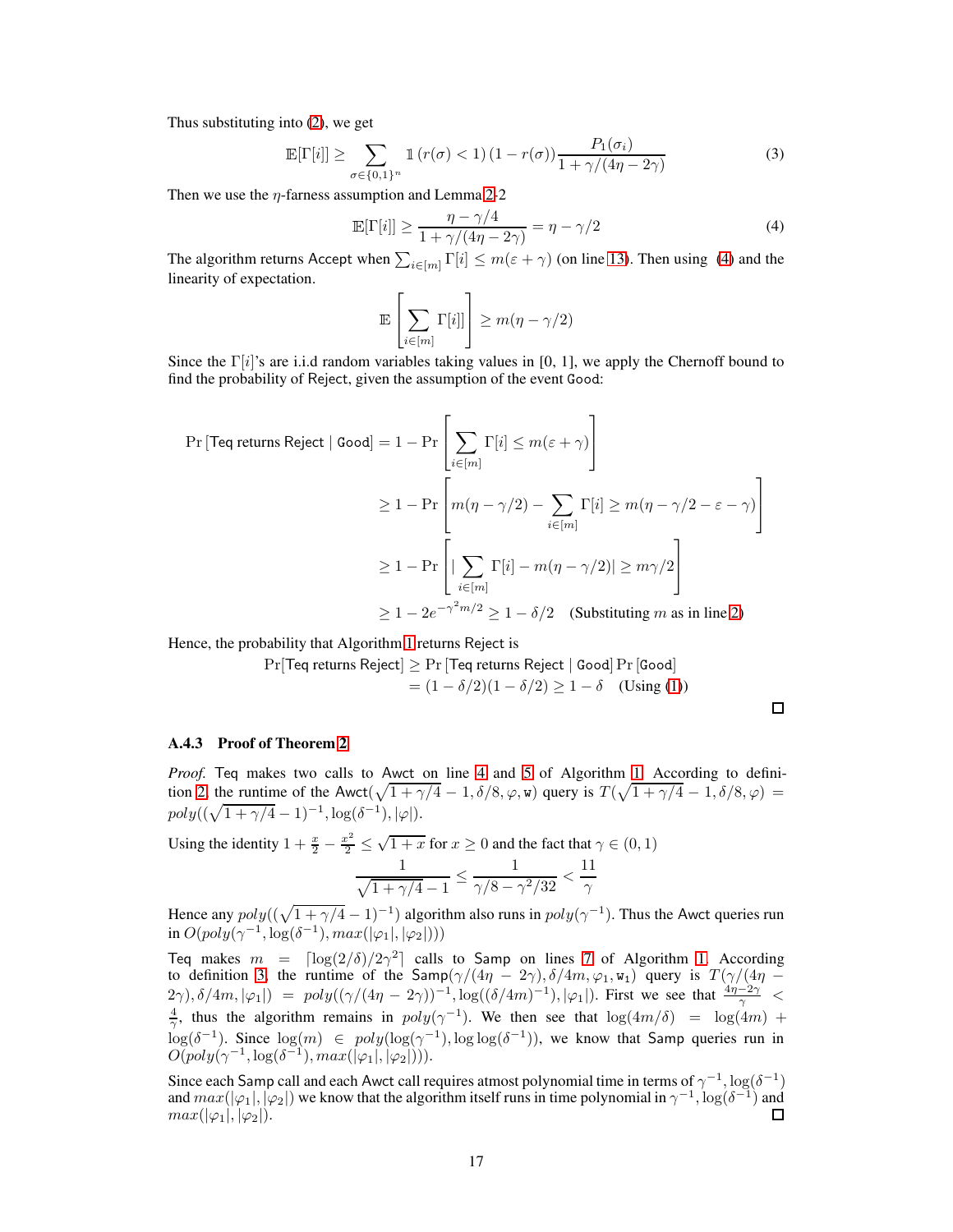Thus substituting into (2), we get

$$\mathbb{E}[\Gamma[i]] \geq \sum_{\sigma \in \{0,1\}^n} \mathbb{1}\left(r(\sigma) < 1\right)\left(1 - r(\sigma)\right) \frac{P_1(\sigma_i)}{1 + \gamma/(4\eta - 2\gamma)} \tag{3}$$

Then we use the $\eta$-farness assumption and Lemma 2-2

$$\mathbb{E}[\Gamma[i]] \geq \frac{\eta - \gamma/4}{1 + \gamma/(4\eta - 2\gamma)} = \eta - \gamma/2 \tag{4}$$

The algorithm returns Accept when $\sum_{i \in [m]} \Gamma[i] \leq m(\varepsilon + \gamma)$ (on line 13). Then using (4) and the linearity of expectation.

$$\mathbb{E}\left[\sum_{i \in [m]} \Gamma[i]\right] \geq m(\eta - \gamma/2)$$

Since the $\Gamma[i]$'s are i.i.d random variables taking values in [0, 1], we apply the Chernoff bound to find the probability of Reject, given the assumption of the event Good:

$$\begin{aligned}
\Pr\left[\text{Teq returns Reject} \mid \texttt{Good}\right] &= 1 - \Pr\left[\sum_{i \in [m]} \Gamma[i] \leq m(\varepsilon + \gamma)\right] \\
&\geq 1 - \Pr\left[m(\eta - \gamma/2) - \sum_{i \in [m]} \Gamma[i] \geq m(\eta - \gamma/2 - \varepsilon - \gamma)\right] \\
&\geq 1 - \Pr\left[\left|\sum_{i \in [m]} \Gamma[i] - m(\eta - \gamma/2)\right| \geq m\gamma/2\right] \\
&\geq 1 - 2e^{-\gamma^2 m/2} \geq 1 - \delta/2 \quad \text{(Substituting } m \text{ as in line 2)}
\end{aligned}$$

Hence, the probability that Algorithm 1 returns Reject is

$$\begin{aligned}
\Pr[\text{Teq returns Reject}] &\geq \Pr\left[\text{Teq returns Reject} \mid \texttt{Good}\right] \Pr\left[\texttt{Good}\right] \\
&= (1 - \delta/2)(1 - \delta/2) \geq 1 - \delta \quad \text{(Using (1))}
\end{aligned}$$

∎

#### A.4.3 Proof of Theorem 2

*Proof.* Teq makes two calls to Awct on line 4 and 5 of Algorithm 1. According to definition 2, the runtime of the Awct$(\sqrt{1+\gamma/4} - 1, \delta/8, \varphi, \texttt{w})$ query is $T(\sqrt{1+\gamma/4} - 1, \delta/8, \varphi) = poly((\sqrt{1+\gamma/4} - 1)^{-1}, \log(\delta^{-1}), |\varphi|)$.

Using the identity $1 + \frac{x}{2} - \frac{x^2}{2} \leq \sqrt{1+x}$ for $x \geq 0$ and the fact that $\gamma \in (0, 1)$

$$\frac{1}{\sqrt{1+\gamma/4} - 1} \leq \frac{1}{\gamma/8 - \gamma^2/32} < \frac{11}{\gamma}$$

Hence any $poly((\sqrt{1+\gamma/4} - 1)^{-1})$ algorithm also runs in $poly(\gamma^{-1})$. Thus the Awct queries run in $O(poly(\gamma^{-1}, \log(\delta^{-1}), max(|\varphi_1|, |\varphi_2|)))$

Teq makes $m = \lceil \log(2/\delta)/2\gamma^2 \rceil$ calls to Samp on lines 7 of Algorithm 1. According to definition 3, the runtime of the Samp$(\gamma/(4\eta - 2\gamma), \delta/4m, \varphi_1, \texttt{w}_1)$ query is $T(\gamma/(4\eta - 2\gamma), \delta/4m, |\varphi_1|) = poly((\gamma/(4\eta - 2\gamma))^{-1}, \log((\delta/4m)^{-1}), |\varphi_1|)$. First we see that $\frac{4\eta - 2\gamma}{\gamma} < \frac{4}{\gamma}$, thus the algorithm remains in $poly(\gamma^{-1})$. We then see that $\log(4m/\delta) = \log(4m) + \log(\delta^{-1})$. Since $\log(m) \in poly(\log(\gamma^{-1}), \log\log(\delta^{-1}))$, we know that Samp queries run in $O(poly(\gamma^{-1}, \log(\delta^{-1}), max(|\varphi_1|, |\varphi_2|)))$.

Since each Samp call and each Awct call requires atmost polynomial time in terms of $\gamma^{-1}, \log(\delta^{-1})$ and $max(|\varphi_1|, |\varphi_2|)$ we know that the algorithm itself runs in time polynomial in $\gamma^{-1}, \log(\delta^{-1})$ and $max(|\varphi_1|, |\varphi_2|)$. ∎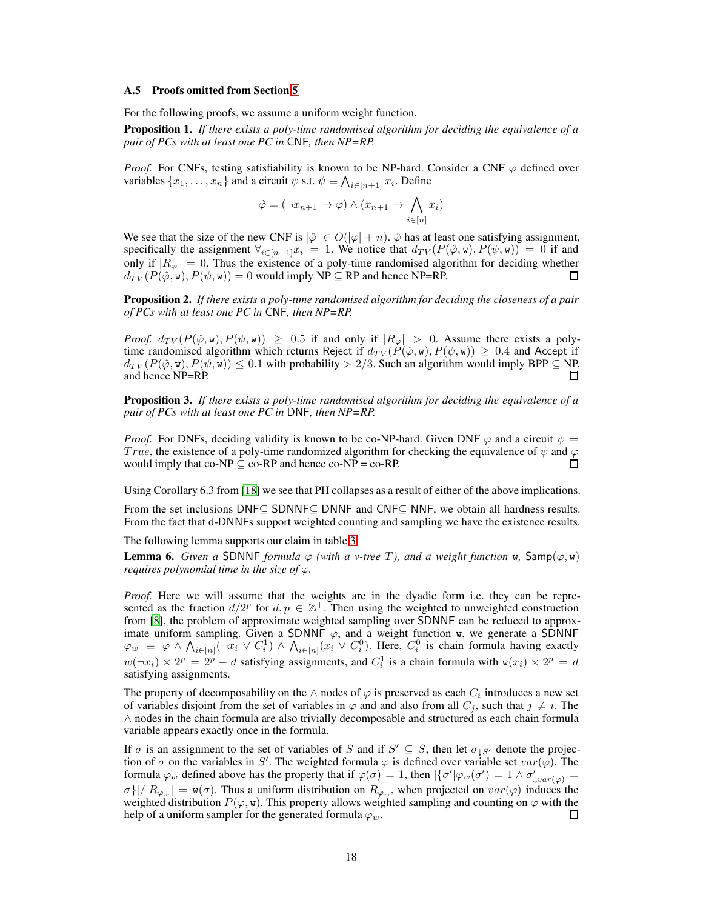### A.5 Proofs omitted from Section 5

For the following proofs, we assume a uniform weight function.

**Proposition 1.** *If there exists a poly-time randomised algorithm for deciding the equivalence of a pair of PCs with at least one PC in* CNF*, then NP=RP.*

*Proof.* For CNFs, testing satisfiability is known to be NP-hard. Consider a CNF $\varphi$ defined over variables $\{x_1, \dots, x_n\}$ and a circuit $\psi$ s.t. $\psi \equiv \bigwedge_{i \in [n+1]} x_i$. Define

$$\hat{\varphi} = (\neg x_{n+1} \rightarrow \varphi) \wedge (x_{n+1} \rightarrow \bigwedge_{i \in [n]} x_i)$$

We see that the size of the new CNF is $|\hat{\varphi}| \in O(|\varphi| + n)$. $\hat{\varphi}$ has at least one satisfying assignment, specifically the assignment $\forall_{i \in [n+1]} x_i = 1$. We notice that $d_{TV}(P(\hat{\varphi}, \mathtt{w}), P(\psi, \mathtt{w})) = 0$ if and only if $|R_\varphi| = 0$. Thus the existence of a poly-time randomised algorithm for deciding whether $d_{TV}(P(\hat{\varphi}, \mathtt{w}), P(\psi, \mathtt{w})) = 0$ would imply NP $\subseteq$ RP and hence NP=RP. ☐

**Proposition 2.** *If there exists a poly-time randomised algorithm for deciding the closeness of a pair of PCs with at least one PC in* CNF*, then NP=RP.*

*Proof.* $d_{TV}(P(\hat{\varphi}, \mathtt{w}), P(\psi, \mathtt{w})) \geq 0.5$ if and only if $|R_\varphi| > 0$. Assume there exists a poly-time randomised algorithm which returns Reject if $d_{TV}(P(\hat{\varphi}, \mathtt{w}), P(\psi, \mathtt{w})) \geq 0.4$ and Accept if $d_{TV}(P(\hat{\varphi}, \mathtt{w}), P(\psi, \mathtt{w})) \leq 0.1$ with probability $> 2/3$. Such an algorithm would imply BPP $\subseteq$ NP, and hence NP=RP. ☐

**Proposition 3.** *If there exists a poly-time randomised algorithm for deciding the equivalence of a pair of PCs with at least one PC in* DNF*, then NP=RP.*

*Proof.* For DNFs, deciding validity is known to be co-NP-hard. Given DNF $\varphi$ and a circuit $\psi = True$, the existence of a poly-time randomized algorithm for checking the equivalence of $\psi$ and $\varphi$ would imply that co-NP $\subseteq$ co-RP and hence co-NP = co-RP. ☐

Using Corollary 6.3 from [18] we see that PH collapses as a result of either of the above implications.

From the set inclusions DNF$\subseteq$ SDNNF$\subseteq$ DNNF and CNF$\subseteq$ NNF, we obtain all hardness results. From the fact that d-DNNFs support weighted counting and sampling we have the existence results.

The following lemma supports our claim in table 3.

**Lemma 6.** *Given a* SDNNF *formula $\varphi$ (with a v-tree $T$), and a weight function* $\mathtt{w}$, $\mathsf{Samp}(\varphi, \mathtt{w})$ *requires polynomial time in the size of $\varphi$.*

*Proof.* Here we will assume that the weights are in the dyadic form i.e. they can be represented as the fraction $d/2^p$ for $d, p \in \mathbb{Z}^+$. Then using the weighted to unweighted construction from [8], the problem of approximate weighted sampling over SDNNF can be reduced to approximate uniform sampling. Given a SDNNF $\varphi$, and a weight function $\mathtt{w}$, we generate a SDNNF $\varphi_w \equiv \varphi \wedge \bigwedge_{i \in [n]} (\neg x_i \vee C_i^1) \wedge \bigwedge_{i \in [n]} (x_i \vee C_i^0)$. Here, $C_i^0$ is chain formula having exactly $w(\neg x_i) \times 2^p = 2^p - d$ satisfying assignments, and $C_i^1$ is a chain formula with $\mathtt{w}(x_i) \times 2^p = d$ satisfying assignments.

The property of decomposability on the $\wedge$ nodes of $\varphi$ is preserved as each $C_i$ introduces a new set of variables disjoint from the set of variables in $\varphi$ and and also from all $C_j$, such that $j \neq i$. The $\wedge$ nodes in the chain formula are also trivially decomposable and structured as each chain formula variable appears exactly once in the formula.

If $\sigma$ is an assignment to the set of variables of $S$ and if $S' \subseteq S$, then let $\sigma_{\downarrow S'}$ denote the projection of $\sigma$ on the variables in $S'$. The weighted formula $\varphi$ is defined over variable set $var(\varphi)$. The formula $\varphi_w$ defined above has the property that if $\varphi(\sigma) = 1$, then $|\{\sigma' | \varphi_w(\sigma') = 1 \wedge \sigma'_{\downarrow var(\varphi)} = \sigma\}| / |R_{\varphi_w}| = \mathtt{w}(\sigma)$. Thus a uniform distribution on $R_{\varphi_w}$, when projected on $var(\varphi)$ induces the weighted distribution $P(\varphi, \mathtt{w})$. This property allows weighted sampling and counting on $\varphi$ with the help of a uniform sampler for the generated formula $\varphi_w$. ☐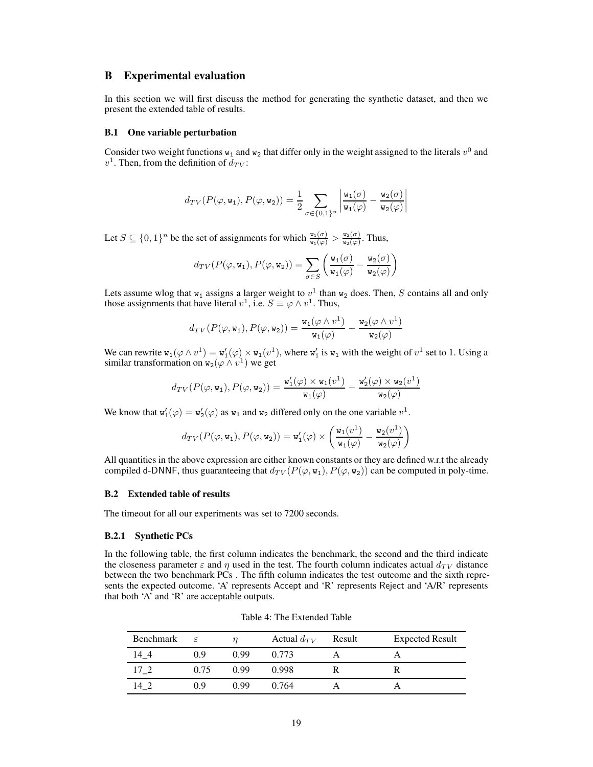## B Experimental evaluation

In this section we will first discuss the method for generating the synthetic dataset, and then we present the extended table of results.

### B.1 One variable perturbation

Consider two weight functions $\mathtt{w_1}$ and $\mathtt{w_2}$ that differ only in the weight assigned to the literals $v^0$ and $v^1$. Then, from the definition of $d_{TV}$:

$$d_{TV}(P(\varphi, \mathtt{w_1}), P(\varphi, \mathtt{w_2})) = \frac{1}{2} \sum_{\sigma \in \{0,1\}^n} \left| \frac{\mathtt{w_1}(\sigma)}{\mathtt{w_1}(\varphi)} - \frac{\mathtt{w_2}(\sigma)}{\mathtt{w_2}(\varphi)} \right|$$

Let $S \subseteq \{0,1\}^n$ be the set of assignments for which $\frac{\mathtt{w_1}(\sigma)}{\mathtt{w_1}(\varphi)} > \frac{\mathtt{w_2}(\sigma)}{\mathtt{w_2}(\varphi)}$. Thus,

$$d_{TV}(P(\varphi, \mathtt{w_1}), P(\varphi, \mathtt{w_2})) = \sum_{\sigma \in S} \left( \frac{\mathtt{w_1}(\sigma)}{\mathtt{w_1}(\varphi)} - \frac{\mathtt{w_2}(\sigma)}{\mathtt{w_2}(\varphi)} \right)$$

Lets assume wlog that $\mathtt{w_1}$ assigns a larger weight to $v^1$ than $\mathtt{w_2}$ does. Then, $S$ contains all and only those assignments that have literal $v^1$, i.e. $S \equiv \varphi \wedge v^1$. Thus,

$$d_{TV}(P(\varphi, \mathtt{w_1}), P(\varphi, \mathtt{w_2})) = \frac{\mathtt{w_1}(\varphi \wedge v^1)}{\mathtt{w_1}(\varphi)} - \frac{\mathtt{w_2}(\varphi \wedge v^1)}{\mathtt{w_2}(\varphi)}$$

We can rewrite $\mathtt{w_1}(\varphi \wedge v^1) = \mathtt{w}'_1(\varphi) \times \mathtt{w_1}(v^1)$, where $\mathtt{w}'_1$ is $\mathtt{w_1}$ with the weight of $v^1$ set to 1. Using a similar transformation on $\mathtt{w_2}(\varphi \wedge v^1)$ we get

$$d_{TV}(P(\varphi, \mathtt{w_1}), P(\varphi, \mathtt{w_2})) = \frac{\mathtt{w}'_1(\varphi) \times \mathtt{w_1}(v^1)}{\mathtt{w_1}(\varphi)} - \frac{\mathtt{w}'_2(\varphi) \times \mathtt{w_2}(v^1)}{\mathtt{w_2}(\varphi)}$$

We know that $\mathtt{w}'_1(\varphi) = \mathtt{w}'_2(\varphi)$ as $\mathtt{w_1}$ and $\mathtt{w_2}$ differed only on the one variable $v^1$.

$$d_{TV}(P(\varphi, \mathtt{w_1}), P(\varphi, \mathtt{w_2})) = \mathtt{w}'_1(\varphi) \times \left( \frac{\mathtt{w_1}(v^1)}{\mathtt{w_1}(\varphi)} - \frac{\mathtt{w_2}(v^1)}{\mathtt{w_2}(\varphi)} \right)$$

All quantities in the above expression are either known constants or they are defined w.r.t the already compiled d-DNNF, thus guaranteeing that $d_{TV}(P(\varphi, \mathtt{w_1}), P(\varphi, \mathtt{w_2}))$ can be computed in poly-time.

### B.2 Extended table of results

The timeout for all our experiments was set to 7200 seconds.

#### B.2.1 Synthetic PCs

In the following table, the first column indicates the benchmark, the second and the third indicate the closeness parameter $\varepsilon$ and $\eta$ used in the test. The fourth column indicates actual $d_{TV}$ distance between the two benchmark PCs . The fifth column indicates the test outcome and the sixth represents the expected outcome. 'A' represents Accept and 'R' represents Reject and 'A/R' represents that both 'A' and 'R' are acceptable outputs.

Table 4: The Extended Table

| Benchmark | $\varepsilon$ | $\eta$ | Actual $d_{TV}$ | Result | Expected Result |
|---|---|---|---|---|---|
| 14_4 | 0.9 | 0.99 | 0.773 | A | A |
| 17_2 | 0.75 | 0.99 | 0.998 | R | R |
| 14_2 | 0.9 | 0.99 | 0.764 | A | A |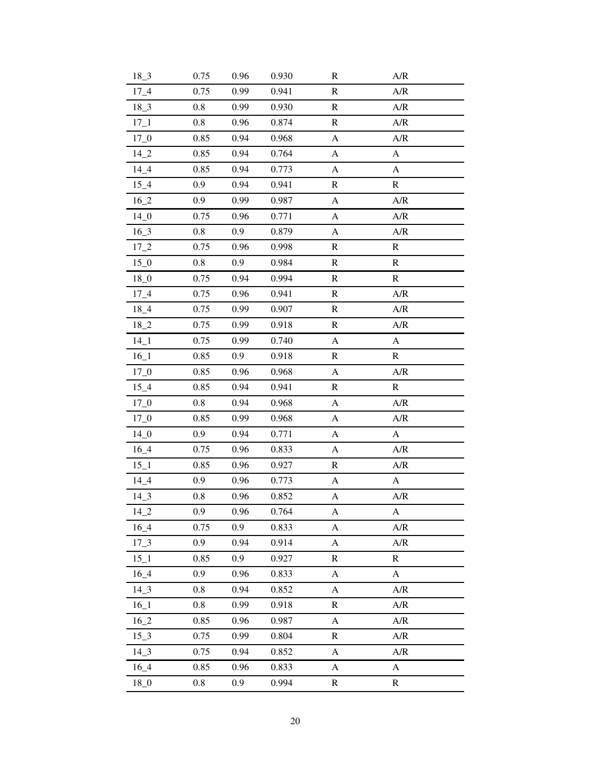| | | | | | |
|---|---|---|---|---|---|
| 18_3 | 0.75 | 0.96 | 0.930 | R | A/R |
| 17_4 | 0.75 | 0.99 | 0.941 | R | A/R |
| 18_3 | 0.8 | 0.99 | 0.930 | R | A/R |
| 17_1 | 0.8 | 0.96 | 0.874 | R | A/R |
| 17_0 | 0.85 | 0.94 | 0.968 | A | A/R |
| 14_2 | 0.85 | 0.94 | 0.764 | A | A |
| 14_4 | 0.85 | 0.94 | 0.773 | A | A |
| 15_4 | 0.9 | 0.94 | 0.941 | R | R |
| 16_2 | 0.9 | 0.99 | 0.987 | A | A/R |
| 14_0 | 0.75 | 0.96 | 0.771 | A | A/R |
| 16_3 | 0.8 | 0.9 | 0.879 | A | A/R |
| 17_2 | 0.75 | 0.96 | 0.998 | R | R |
| 15_0 | 0.8 | 0.9 | 0.984 | R | R |
| 18_0 | 0.75 | 0.94 | 0.994 | R | R |
| 17_4 | 0.75 | 0.96 | 0.941 | R | A/R |
| 18_4 | 0.75 | 0.99 | 0.907 | R | A/R |
| 18_2 | 0.75 | 0.99 | 0.918 | R | A/R |
| 14_1 | 0.75 | 0.99 | 0.740 | A | A |
| 16_1 | 0.85 | 0.9 | 0.918 | R | R |
| 17_0 | 0.85 | 0.96 | 0.968 | A | A/R |
| 15_4 | 0.85 | 0.94 | 0.941 | R | R |
| 17_0 | 0.8 | 0.94 | 0.968 | A | A/R |
| 17_0 | 0.85 | 0.99 | 0.968 | A | A/R |
| 14_0 | 0.9 | 0.94 | 0.771 | A | A |
| 16_4 | 0.75 | 0.96 | 0.833 | A | A/R |
| 15_1 | 0.85 | 0.96 | 0.927 | R | A/R |
| 14_4 | 0.9 | 0.96 | 0.773 | A | A |
| 14_3 | 0.8 | 0.96 | 0.852 | A | A/R |
| 14_2 | 0.9 | 0.96 | 0.764 | A | A |
| 16_4 | 0.75 | 0.9 | 0.833 | A | A/R |
| 17_3 | 0.9 | 0.94 | 0.914 | A | A/R |
| 15_1 | 0.85 | 0.9 | 0.927 | R | R |
| 16_4 | 0.9 | 0.96 | 0.833 | A | A |
| 14_3 | 0.8 | 0.94 | 0.852 | A | A/R |
| 16_1 | 0.8 | 0.99 | 0.918 | R | A/R |
| 16_2 | 0.85 | 0.96 | 0.987 | A | A/R |
| 15_3 | 0.75 | 0.99 | 0.804 | R | A/R |
| 14_3 | 0.75 | 0.94 | 0.852 | A | A/R |
| 16_4 | 0.85 | 0.96 | 0.833 | A | A |
| 18_0 | 0.8 | 0.9 | 0.994 | R | R |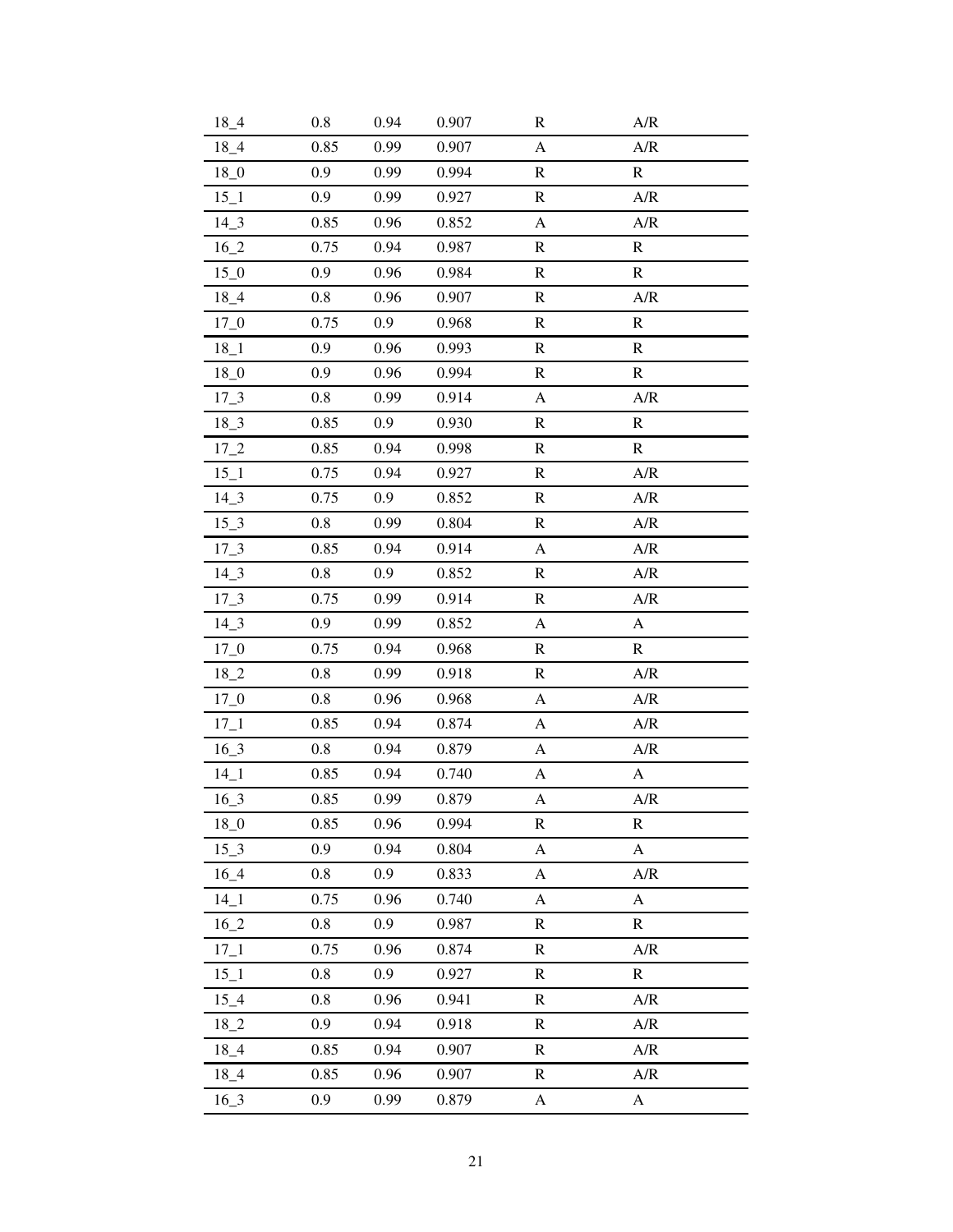| | | | | | |
|---|---|---|---|---|---|
| 18_4 | 0.8 | 0.94 | 0.907 | R | A/R |
| 18_4 | 0.85 | 0.99 | 0.907 | A | A/R |
| 18_0 | 0.9 | 0.99 | 0.994 | R | R |
| 15_1 | 0.9 | 0.99 | 0.927 | R | A/R |
| 14_3 | 0.85 | 0.96 | 0.852 | A | A/R |
| 16_2 | 0.75 | 0.94 | 0.987 | R | R |
| 15_0 | 0.9 | 0.96 | 0.984 | R | R |
| 18_4 | 0.8 | 0.96 | 0.907 | R | A/R |
| 17_0 | 0.75 | 0.9 | 0.968 | R | R |
| 18_1 | 0.9 | 0.96 | 0.993 | R | R |
| 18_0 | 0.9 | 0.96 | 0.994 | R | R |
| 17_3 | 0.8 | 0.99 | 0.914 | A | A/R |
| 18_3 | 0.85 | 0.9 | 0.930 | R | R |
| 17_2 | 0.85 | 0.94 | 0.998 | R | R |
| 15_1 | 0.75 | 0.94 | 0.927 | R | A/R |
| 14_3 | 0.75 | 0.9 | 0.852 | R | A/R |
| 15_3 | 0.8 | 0.99 | 0.804 | R | A/R |
| 17_3 | 0.85 | 0.94 | 0.914 | A | A/R |
| 14_3 | 0.8 | 0.9 | 0.852 | R | A/R |
| 17_3 | 0.75 | 0.99 | 0.914 | R | A/R |
| 14_3 | 0.9 | 0.99 | 0.852 | A | A |
| 17_0 | 0.75 | 0.94 | 0.968 | R | R |
| 18_2 | 0.8 | 0.99 | 0.918 | R | A/R |
| 17_0 | 0.8 | 0.96 | 0.968 | A | A/R |
| 17_1 | 0.85 | 0.94 | 0.874 | A | A/R |
| 16_3 | 0.8 | 0.94 | 0.879 | A | A/R |
| 14_1 | 0.85 | 0.94 | 0.740 | A | A |
| 16_3 | 0.85 | 0.99 | 0.879 | A | A/R |
| 18_0 | 0.85 | 0.96 | 0.994 | R | R |
| 15_3 | 0.9 | 0.94 | 0.804 | A | A |
| 16_4 | 0.8 | 0.9 | 0.833 | A | A/R |
| 14_1 | 0.75 | 0.96 | 0.740 | A | A |
| 16_2 | 0.8 | 0.9 | 0.987 | R | R |
| 17_1 | 0.75 | 0.96 | 0.874 | R | A/R |
| 15_1 | 0.8 | 0.9 | 0.927 | R | R |
| 15_4 | 0.8 | 0.96 | 0.941 | R | A/R |
| 18_2 | 0.9 | 0.94 | 0.918 | R | A/R |
| 18_4 | 0.85 | 0.94 | 0.907 | R | A/R |
| 18_4 | 0.85 | 0.96 | 0.907 | R | A/R |
| 16_3 | 0.9 | 0.99 | 0.879 | A | A |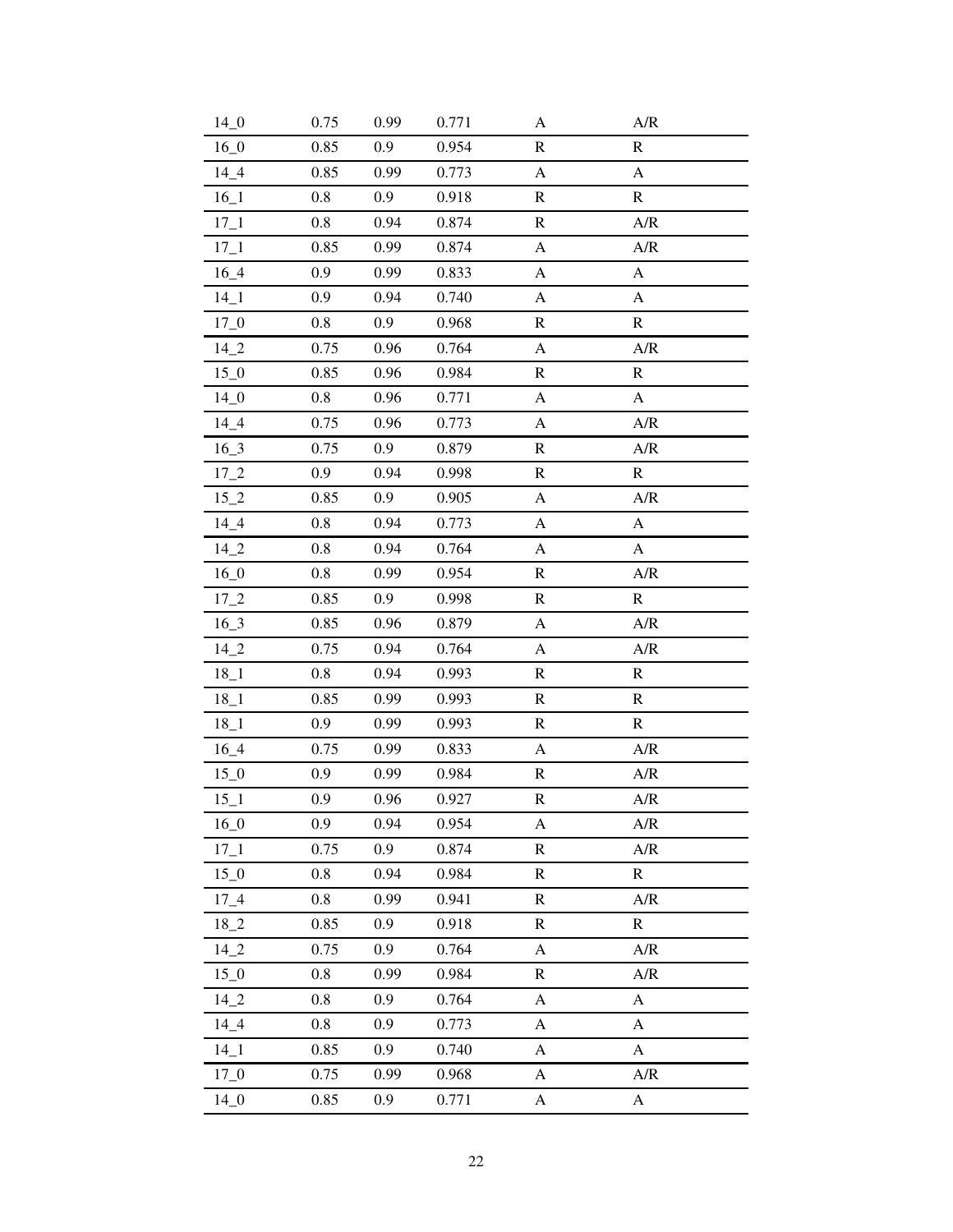| | | | | | |
|---|---|---|---|---|---|
| 14_0 | 0.75 | 0.99 | 0.771 | A | A/R |
| 16_0 | 0.85 | 0.9 | 0.954 | R | R |
| 14_4 | 0.85 | 0.99 | 0.773 | A | A |
| 16_1 | 0.8 | 0.9 | 0.918 | R | R |
| 17_1 | 0.8 | 0.94 | 0.874 | R | A/R |
| 17_1 | 0.85 | 0.99 | 0.874 | A | A/R |
| 16_4 | 0.9 | 0.99 | 0.833 | A | A |
| 14_1 | 0.9 | 0.94 | 0.740 | A | A |
| 17_0 | 0.8 | 0.9 | 0.968 | R | R |
| 14_2 | 0.75 | 0.96 | 0.764 | A | A/R |
| 15_0 | 0.85 | 0.96 | 0.984 | R | R |
| 14_0 | 0.8 | 0.96 | 0.771 | A | A |
| 14_4 | 0.75 | 0.96 | 0.773 | A | A/R |
| 16_3 | 0.75 | 0.9 | 0.879 | R | A/R |
| 17_2 | 0.9 | 0.94 | 0.998 | R | R |
| 15_2 | 0.85 | 0.9 | 0.905 | A | A/R |
| 14_4 | 0.8 | 0.94 | 0.773 | A | A |
| 14_2 | 0.8 | 0.94 | 0.764 | A | A |
| 16_0 | 0.8 | 0.99 | 0.954 | R | A/R |
| 17_2 | 0.85 | 0.9 | 0.998 | R | R |
| 16_3 | 0.85 | 0.96 | 0.879 | A | A/R |
| 14_2 | 0.75 | 0.94 | 0.764 | A | A/R |
| 18_1 | 0.8 | 0.94 | 0.993 | R | R |
| 18_1 | 0.85 | 0.99 | 0.993 | R | R |
| 18_1 | 0.9 | 0.99 | 0.993 | R | R |
| 16_4 | 0.75 | 0.99 | 0.833 | A | A/R |
| 15_0 | 0.9 | 0.99 | 0.984 | R | A/R |
| 15_1 | 0.9 | 0.96 | 0.927 | R | A/R |
| 16_0 | 0.9 | 0.94 | 0.954 | A | A/R |
| 17_1 | 0.75 | 0.9 | 0.874 | R | A/R |
| 15_0 | 0.8 | 0.94 | 0.984 | R | R |
| 17_4 | 0.8 | 0.99 | 0.941 | R | A/R |
| 18_2 | 0.85 | 0.9 | 0.918 | R | R |
| 14_2 | 0.75 | 0.9 | 0.764 | A | A/R |
| 15_0 | 0.8 | 0.99 | 0.984 | R | A/R |
| 14_2 | 0.8 | 0.9 | 0.764 | A | A |
| 14_4 | 0.8 | 0.9 | 0.773 | A | A |
| 14_1 | 0.85 | 0.9 | 0.740 | A | A |
| 17_0 | 0.75 | 0.99 | 0.968 | A | A/R |
| 14_0 | 0.85 | 0.9 | 0.771 | A | A |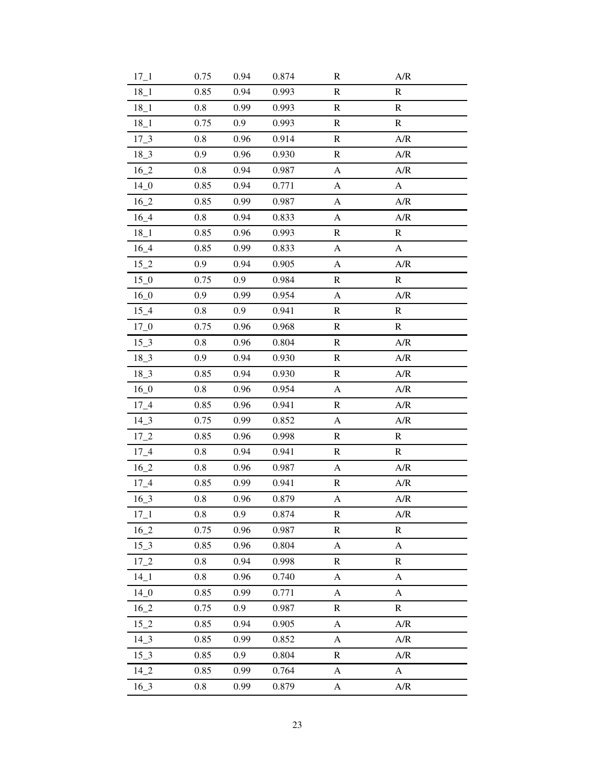| 17_1 | 0.75 | 0.94 | 0.874 | R | A/R |
|---|---|---|---|---|---|
| 18_1 | 0.85 | 0.94 | 0.993 | R | R |
| 18_1 | 0.8 | 0.99 | 0.993 | R | R |
| 18_1 | 0.75 | 0.9 | 0.993 | R | R |
| 17_3 | 0.8 | 0.96 | 0.914 | R | A/R |
| 18_3 | 0.9 | 0.96 | 0.930 | R | A/R |
| 16_2 | 0.8 | 0.94 | 0.987 | A | A/R |
| 14_0 | 0.85 | 0.94 | 0.771 | A | A |
| 16_2 | 0.85 | 0.99 | 0.987 | A | A/R |
| 16_4 | 0.8 | 0.94 | 0.833 | A | A/R |
| 18_1 | 0.85 | 0.96 | 0.993 | R | R |
| 16_4 | 0.85 | 0.99 | 0.833 | A | A |
| 15_2 | 0.9 | 0.94 | 0.905 | A | A/R |
| 15_0 | 0.75 | 0.9 | 0.984 | R | R |
| 16_0 | 0.9 | 0.99 | 0.954 | A | A/R |
| 15_4 | 0.8 | 0.9 | 0.941 | R | R |
| 17_0 | 0.75 | 0.96 | 0.968 | R | R |
| 15_3 | 0.8 | 0.96 | 0.804 | R | A/R |
| 18_3 | 0.9 | 0.94 | 0.930 | R | A/R |
| 18_3 | 0.85 | 0.94 | 0.930 | R | A/R |
| 16_0 | 0.8 | 0.96 | 0.954 | A | A/R |
| 17_4 | 0.85 | 0.96 | 0.941 | R | A/R |
| 14_3 | 0.75 | 0.99 | 0.852 | A | A/R |
| 17_2 | 0.85 | 0.96 | 0.998 | R | R |
| 17_4 | 0.8 | 0.94 | 0.941 | R | R |
| 16_2 | 0.8 | 0.96 | 0.987 | A | A/R |
| 17_4 | 0.85 | 0.99 | 0.941 | R | A/R |
| 16_3 | 0.8 | 0.96 | 0.879 | A | A/R |
| 17_1 | 0.8 | 0.9 | 0.874 | R | A/R |
| 16_2 | 0.75 | 0.96 | 0.987 | R | R |
| 15_3 | 0.85 | 0.96 | 0.804 | A | A |
| 17_2 | 0.8 | 0.94 | 0.998 | R | R |
| 14_1 | 0.8 | 0.96 | 0.740 | A | A |
| 14_0 | 0.85 | 0.99 | 0.771 | A | A |
| 16_2 | 0.75 | 0.9 | 0.987 | R | R |
| 15_2 | 0.85 | 0.94 | 0.905 | A | A/R |
| 14_3 | 0.85 | 0.99 | 0.852 | A | A/R |
| 15_3 | 0.85 | 0.9 | 0.804 | R | A/R |
| 14_2 | 0.85 | 0.99 | 0.764 | A | A |
| 16_3 | 0.8 | 0.99 | 0.879 | A | A/R |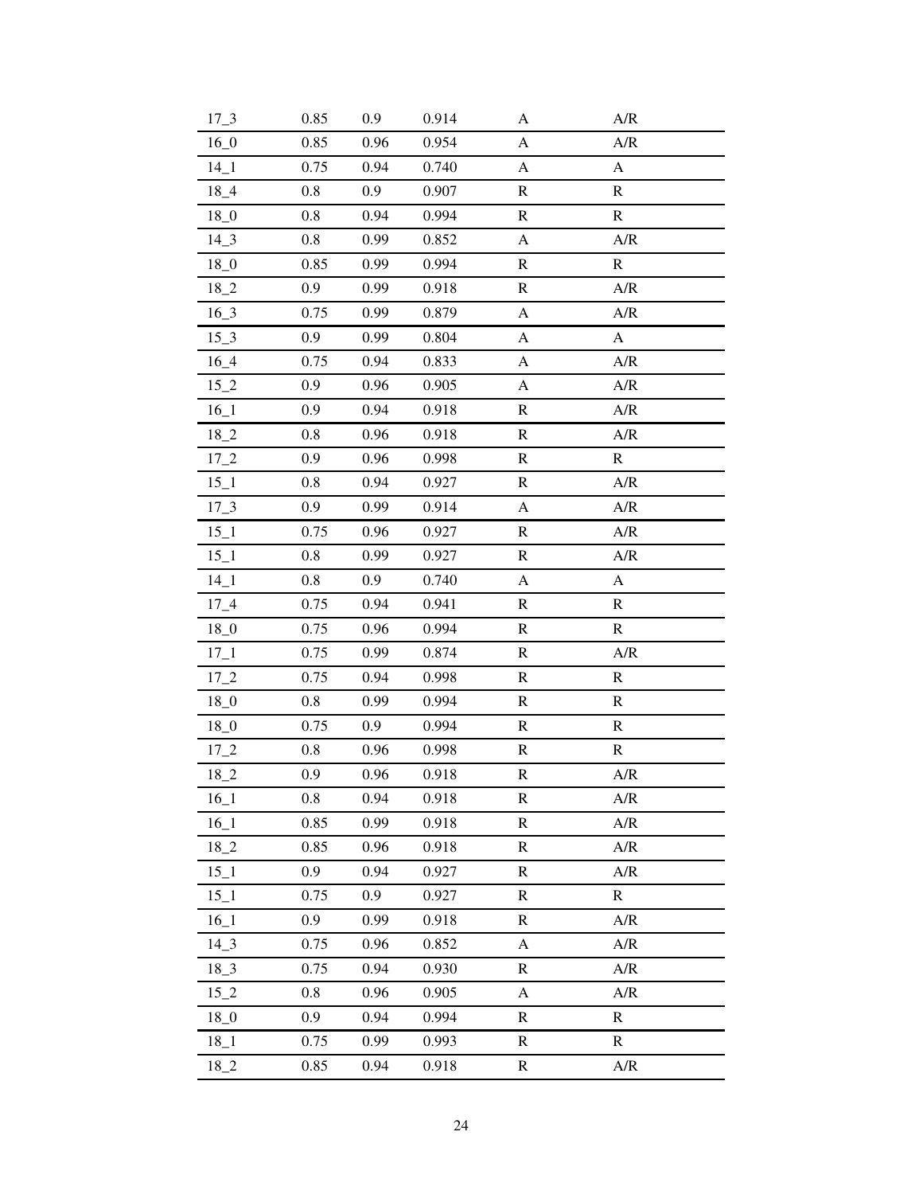| | | | | | |
|---|---|---|---|---|---|
| 17_3 | 0.85 | 0.9 | 0.914 | A | A/R |
| 16_0 | 0.85 | 0.96 | 0.954 | A | A/R |
| 14_1 | 0.75 | 0.94 | 0.740 | A | A |
| 18_4 | 0.8 | 0.9 | 0.907 | R | R |
| 18_0 | 0.8 | 0.94 | 0.994 | R | R |
| 14_3 | 0.8 | 0.99 | 0.852 | A | A/R |
| 18_0 | 0.85 | 0.99 | 0.994 | R | R |
| 18_2 | 0.9 | 0.99 | 0.918 | R | A/R |
| 16_3 | 0.75 | 0.99 | 0.879 | A | A/R |
| 15_3 | 0.9 | 0.99 | 0.804 | A | A |
| 16_4 | 0.75 | 0.94 | 0.833 | A | A/R |
| 15_2 | 0.9 | 0.96 | 0.905 | A | A/R |
| 16_1 | 0.9 | 0.94 | 0.918 | R | A/R |
| 18_2 | 0.8 | 0.96 | 0.918 | R | A/R |
| 17_2 | 0.9 | 0.96 | 0.998 | R | R |
| 15_1 | 0.8 | 0.94 | 0.927 | R | A/R |
| 17_3 | 0.9 | 0.99 | 0.914 | A | A/R |
| 15_1 | 0.75 | 0.96 | 0.927 | R | A/R |
| 15_1 | 0.8 | 0.99 | 0.927 | R | A/R |
| 14_1 | 0.8 | 0.9 | 0.740 | A | A |
| 17_4 | 0.75 | 0.94 | 0.941 | R | R |
| 18_0 | 0.75 | 0.96 | 0.994 | R | R |
| 17_1 | 0.75 | 0.99 | 0.874 | R | A/R |
| 17_2 | 0.75 | 0.94 | 0.998 | R | R |
| 18_0 | 0.8 | 0.99 | 0.994 | R | R |
| 18_0 | 0.75 | 0.9 | 0.994 | R | R |
| 17_2 | 0.8 | 0.96 | 0.998 | R | R |
| 18_2 | 0.9 | 0.96 | 0.918 | R | A/R |
| 16_1 | 0.8 | 0.94 | 0.918 | R | A/R |
| 16_1 | 0.85 | 0.99 | 0.918 | R | A/R |
| 18_2 | 0.85 | 0.96 | 0.918 | R | A/R |
| 15_1 | 0.9 | 0.94 | 0.927 | R | A/R |
| 15_1 | 0.75 | 0.9 | 0.927 | R | R |
| 16_1 | 0.9 | 0.99 | 0.918 | R | A/R |
| 14_3 | 0.75 | 0.96 | 0.852 | A | A/R |
| 18_3 | 0.75 | 0.94 | 0.930 | R | A/R |
| 15_2 | 0.8 | 0.96 | 0.905 | A | A/R |
| 18_0 | 0.9 | 0.94 | 0.994 | R | R |
| 18_1 | 0.75 | 0.99 | 0.993 | R | R |
| 18_2 | 0.85 | 0.94 | 0.918 | R | A/R |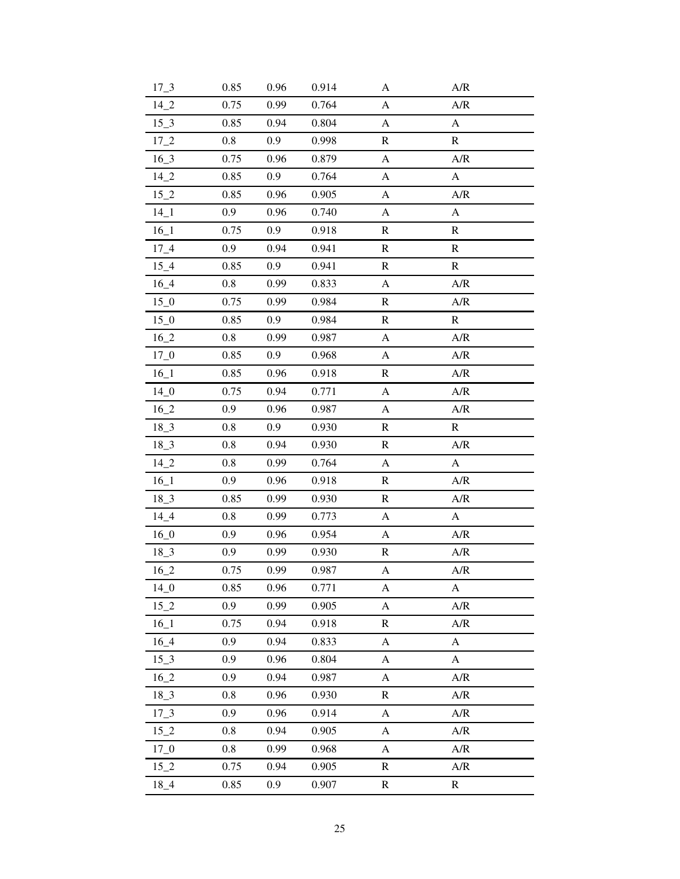| | | | | | |
|---|---|---|---|---|---|
| 17_3 | 0.85 | 0.96 | 0.914 | A | A/R |
| 14_2 | 0.75 | 0.99 | 0.764 | A | A/R |
| 15_3 | 0.85 | 0.94 | 0.804 | A | A |
| 17_2 | 0.8 | 0.9 | 0.998 | R | R |
| 16_3 | 0.75 | 0.96 | 0.879 | A | A/R |
| 14_2 | 0.85 | 0.9 | 0.764 | A | A |
| 15_2 | 0.85 | 0.96 | 0.905 | A | A/R |
| 14_1 | 0.9 | 0.96 | 0.740 | A | A |
| 16_1 | 0.75 | 0.9 | 0.918 | R | R |
| 17_4 | 0.9 | 0.94 | 0.941 | R | R |
| 15_4 | 0.85 | 0.9 | 0.941 | R | R |
| 16_4 | 0.8 | 0.99 | 0.833 | A | A/R |
| 15_0 | 0.75 | 0.99 | 0.984 | R | A/R |
| 15_0 | 0.85 | 0.9 | 0.984 | R | R |
| 16_2 | 0.8 | 0.99 | 0.987 | A | A/R |
| 17_0 | 0.85 | 0.9 | 0.968 | A | A/R |
| 16_1 | 0.85 | 0.96 | 0.918 | R | A/R |
| 14_0 | 0.75 | 0.94 | 0.771 | A | A/R |
| 16_2 | 0.9 | 0.96 | 0.987 | A | A/R |
| 18_3 | 0.8 | 0.9 | 0.930 | R | R |
| 18_3 | 0.8 | 0.94 | 0.930 | R | A/R |
| 14_2 | 0.8 | 0.99 | 0.764 | A | A |
| 16_1 | 0.9 | 0.96 | 0.918 | R | A/R |
| 18_3 | 0.85 | 0.99 | 0.930 | R | A/R |
| 14_4 | 0.8 | 0.99 | 0.773 | A | A |
| 16_0 | 0.9 | 0.96 | 0.954 | A | A/R |
| 18_3 | 0.9 | 0.99 | 0.930 | R | A/R |
| 16_2 | 0.75 | 0.99 | 0.987 | A | A/R |
| 14_0 | 0.85 | 0.96 | 0.771 | A | A |
| 15_2 | 0.9 | 0.99 | 0.905 | A | A/R |
| 16_1 | 0.75 | 0.94 | 0.918 | R | A/R |
| 16_4 | 0.9 | 0.94 | 0.833 | A | A |
| 15_3 | 0.9 | 0.96 | 0.804 | A | A |
| 16_2 | 0.9 | 0.94 | 0.987 | A | A/R |
| 18_3 | 0.8 | 0.96 | 0.930 | R | A/R |
| 17_3 | 0.9 | 0.96 | 0.914 | A | A/R |
| 15_2 | 0.8 | 0.94 | 0.905 | A | A/R |
| 17_0 | 0.8 | 0.99 | 0.968 | A | A/R |
| 15_2 | 0.75 | 0.94 | 0.905 | R | A/R |
| 18_4 | 0.85 | 0.9 | 0.907 | R | R |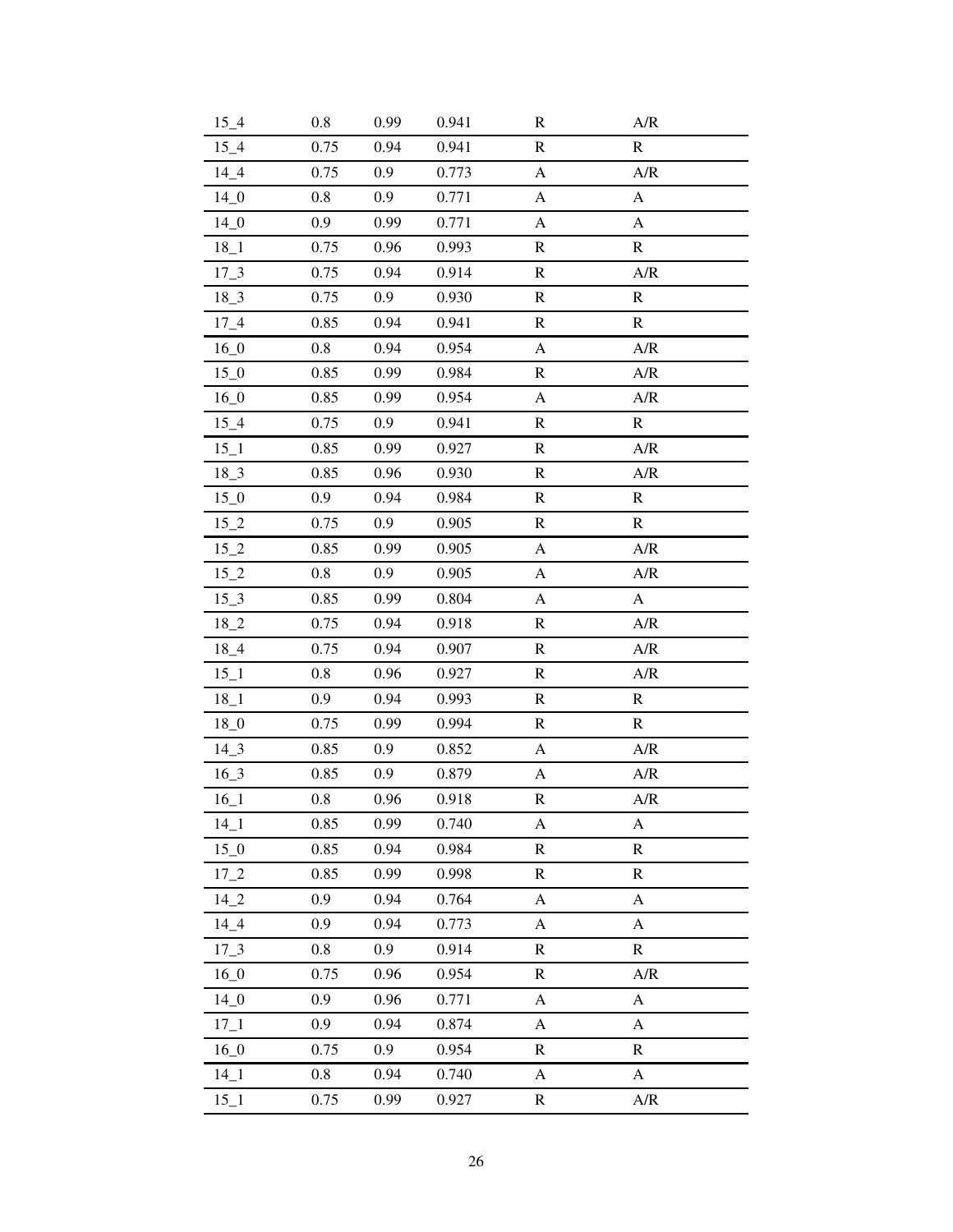| 15_4 | 0.8 | 0.99 | 0.941 | R | A/R |
|---|---|---|---|---|---|
| 15_4 | 0.75 | 0.94 | 0.941 | R | R |
| 14_4 | 0.75 | 0.9 | 0.773 | A | A/R |
| 14_0 | 0.8 | 0.9 | 0.771 | A | A |
| 14_0 | 0.9 | 0.99 | 0.771 | A | A |
| 18_1 | 0.75 | 0.96 | 0.993 | R | R |
| 17_3 | 0.75 | 0.94 | 0.914 | R | A/R |
| 18_3 | 0.75 | 0.9 | 0.930 | R | R |
| 17_4 | 0.85 | 0.94 | 0.941 | R | R |
| 16_0 | 0.8 | 0.94 | 0.954 | A | A/R |
| 15_0 | 0.85 | 0.99 | 0.984 | R | A/R |
| 16_0 | 0.85 | 0.99 | 0.954 | A | A/R |
| 15_4 | 0.75 | 0.9 | 0.941 | R | R |
| 15_1 | 0.85 | 0.99 | 0.927 | R | A/R |
| 18_3 | 0.85 | 0.96 | 0.930 | R | A/R |
| 15_0 | 0.9 | 0.94 | 0.984 | R | R |
| 15_2 | 0.75 | 0.9 | 0.905 | R | R |
| 15_2 | 0.85 | 0.99 | 0.905 | A | A/R |
| 15_2 | 0.8 | 0.9 | 0.905 | A | A/R |
| 15_3 | 0.85 | 0.99 | 0.804 | A | A |
| 18_2 | 0.75 | 0.94 | 0.918 | R | A/R |
| 18_4 | 0.75 | 0.94 | 0.907 | R | A/R |
| 15_1 | 0.8 | 0.96 | 0.927 | R | A/R |
| 18_1 | 0.9 | 0.94 | 0.993 | R | R |
| 18_0 | 0.75 | 0.99 | 0.994 | R | R |
| 14_3 | 0.85 | 0.9 | 0.852 | A | A/R |
| 16_3 | 0.85 | 0.9 | 0.879 | A | A/R |
| 16_1 | 0.8 | 0.96 | 0.918 | R | A/R |
| 14_1 | 0.85 | 0.99 | 0.740 | A | A |
| 15_0 | 0.85 | 0.94 | 0.984 | R | R |
| 17_2 | 0.85 | 0.99 | 0.998 | R | R |
| 14_2 | 0.9 | 0.94 | 0.764 | A | A |
| 14_4 | 0.9 | 0.94 | 0.773 | A | A |
| 17_3 | 0.8 | 0.9 | 0.914 | R | R |
| 16_0 | 0.75 | 0.96 | 0.954 | R | A/R |
| 14_0 | 0.9 | 0.96 | 0.771 | A | A |
| 17_1 | 0.9 | 0.94 | 0.874 | A | A |
| 16_0 | 0.75 | 0.9 | 0.954 | R | R |
| 14_1 | 0.8 | 0.94 | 0.740 | A | A |
| 15_1 | 0.75 | 0.99 | 0.927 | R | A/R |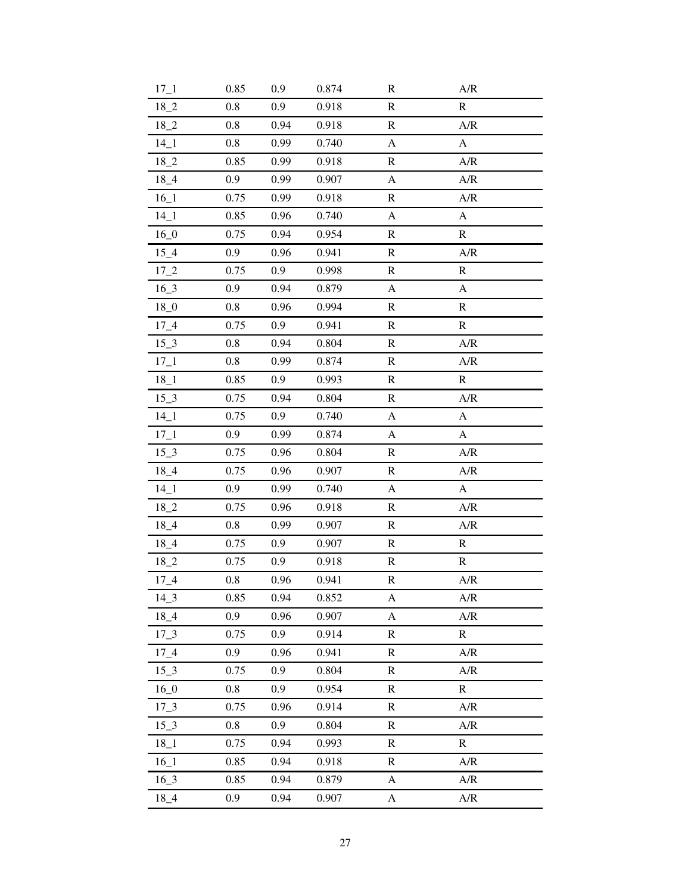| 17_1 | 0.85 | 0.9 | 0.874 | R | A/R |
|---|---|---|---|---|---|
| 18_2 | 0.8 | 0.9 | 0.918 | R | R |
| 18_2 | 0.8 | 0.94 | 0.918 | R | A/R |
| 14_1 | 0.8 | 0.99 | 0.740 | A | A |
| 18_2 | 0.85 | 0.99 | 0.918 | R | A/R |
| 18_4 | 0.9 | 0.99 | 0.907 | A | A/R |
| 16_1 | 0.75 | 0.99 | 0.918 | R | A/R |
| 14_1 | 0.85 | 0.96 | 0.740 | A | A |
| 16_0 | 0.75 | 0.94 | 0.954 | R | R |
| 15_4 | 0.9 | 0.96 | 0.941 | R | A/R |
| 17_2 | 0.75 | 0.9 | 0.998 | R | R |
| 16_3 | 0.9 | 0.94 | 0.879 | A | A |
| 18_0 | 0.8 | 0.96 | 0.994 | R | R |
| 17_4 | 0.75 | 0.9 | 0.941 | R | R |
| 15_3 | 0.8 | 0.94 | 0.804 | R | A/R |
| 17_1 | 0.8 | 0.99 | 0.874 | R | A/R |
| 18_1 | 0.85 | 0.9 | 0.993 | R | R |
| 15_3 | 0.75 | 0.94 | 0.804 | R | A/R |
| 14_1 | 0.75 | 0.9 | 0.740 | A | A |
| 17_1 | 0.9 | 0.99 | 0.874 | A | A |
| 15_3 | 0.75 | 0.96 | 0.804 | R | A/R |
| 18_4 | 0.75 | 0.96 | 0.907 | R | A/R |
| 14_1 | 0.9 | 0.99 | 0.740 | A | A |
| 18_2 | 0.75 | 0.96 | 0.918 | R | A/R |
| 18_4 | 0.8 | 0.99 | 0.907 | R | A/R |
| 18_4 | 0.75 | 0.9 | 0.907 | R | R |
| 18_2 | 0.75 | 0.9 | 0.918 | R | R |
| 17_4 | 0.8 | 0.96 | 0.941 | R | A/R |
| 14_3 | 0.85 | 0.94 | 0.852 | A | A/R |
| 18_4 | 0.9 | 0.96 | 0.907 | A | A/R |
| 17_3 | 0.75 | 0.9 | 0.914 | R | R |
| 17_4 | 0.9 | 0.96 | 0.941 | R | A/R |
| 15_3 | 0.75 | 0.9 | 0.804 | R | A/R |
| 16_0 | 0.8 | 0.9 | 0.954 | R | R |
| 17_3 | 0.75 | 0.96 | 0.914 | R | A/R |
| 15_3 | 0.8 | 0.9 | 0.804 | R | A/R |
| 18_1 | 0.75 | 0.94 | 0.993 | R | R |
| 16_1 | 0.85 | 0.94 | 0.918 | R | A/R |
| 16_3 | 0.85 | 0.94 | 0.879 | A | A/R |
| 18_4 | 0.9 | 0.94 | 0.907 | A | A/R |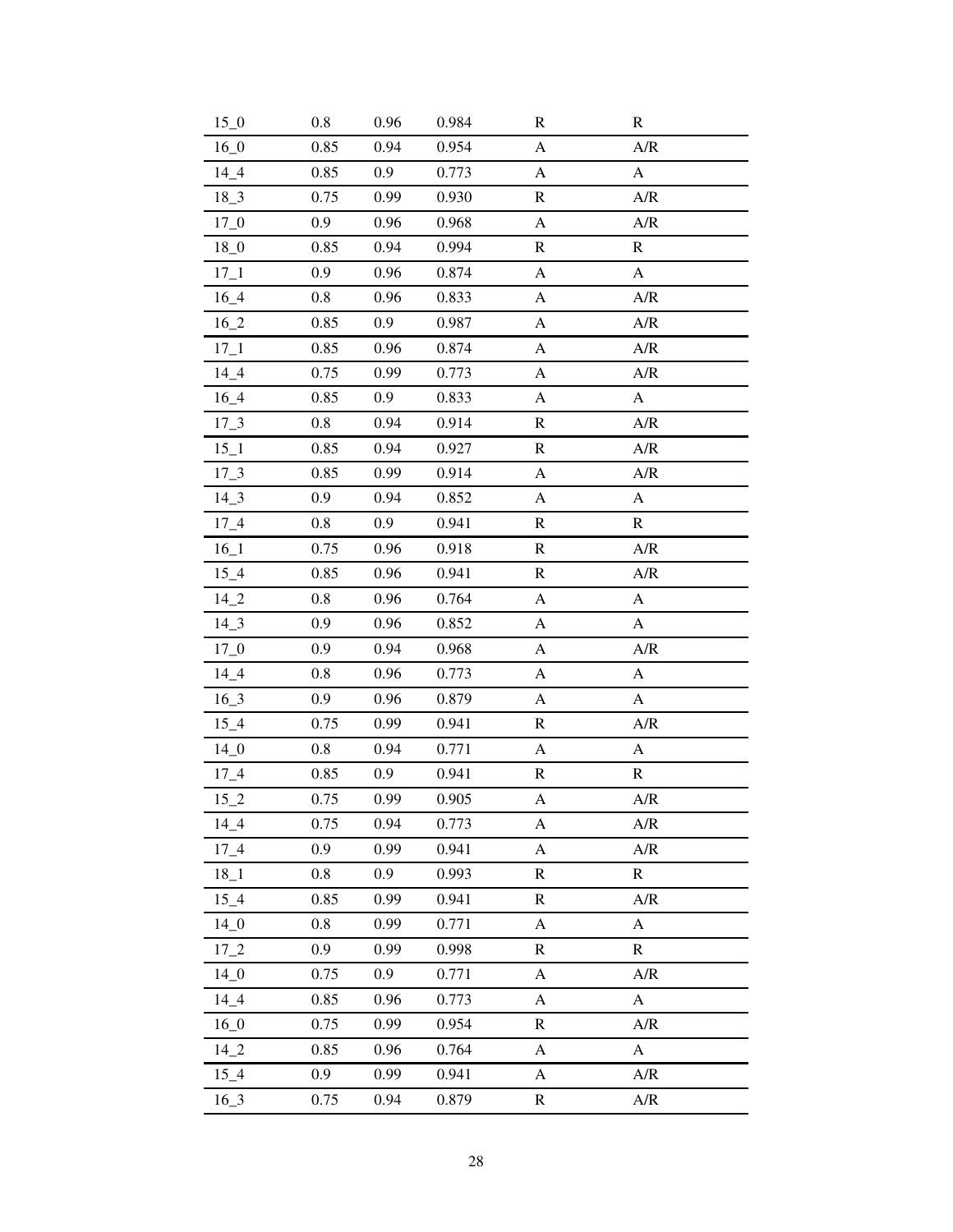| | | | | | |
|---|---|---|---|---|---|
| 15_0 | 0.8 | 0.96 | 0.984 | R | R |
| 16_0 | 0.85 | 0.94 | 0.954 | A | A/R |
| 14_4 | 0.85 | 0.9 | 0.773 | A | A |
| 18_3 | 0.75 | 0.99 | 0.930 | R | A/R |
| 17_0 | 0.9 | 0.96 | 0.968 | A | A/R |
| 18_0 | 0.85 | 0.94 | 0.994 | R | R |
| 17_1 | 0.9 | 0.96 | 0.874 | A | A |
| 16_4 | 0.8 | 0.96 | 0.833 | A | A/R |
| 16_2 | 0.85 | 0.9 | 0.987 | A | A/R |
| 17_1 | 0.85 | 0.96 | 0.874 | A | A/R |
| 14_4 | 0.75 | 0.99 | 0.773 | A | A/R |
| 16_4 | 0.85 | 0.9 | 0.833 | A | A |
| 17_3 | 0.8 | 0.94 | 0.914 | R | A/R |
| 15_1 | 0.85 | 0.94 | 0.927 | R | A/R |
| 17_3 | 0.85 | 0.99 | 0.914 | A | A/R |
| 14_3 | 0.9 | 0.94 | 0.852 | A | A |
| 17_4 | 0.8 | 0.9 | 0.941 | R | R |
| 16_1 | 0.75 | 0.96 | 0.918 | R | A/R |
| 15_4 | 0.85 | 0.96 | 0.941 | R | A/R |
| 14_2 | 0.8 | 0.96 | 0.764 | A | A |
| 14_3 | 0.9 | 0.96 | 0.852 | A | A |
| 17_0 | 0.9 | 0.94 | 0.968 | A | A/R |
| 14_4 | 0.8 | 0.96 | 0.773 | A | A |
| 16_3 | 0.9 | 0.96 | 0.879 | A | A |
| 15_4 | 0.75 | 0.99 | 0.941 | R | A/R |
| 14_0 | 0.8 | 0.94 | 0.771 | A | A |
| 17_4 | 0.85 | 0.9 | 0.941 | R | R |
| 15_2 | 0.75 | 0.99 | 0.905 | A | A/R |
| 14_4 | 0.75 | 0.94 | 0.773 | A | A/R |
| 17_4 | 0.9 | 0.99 | 0.941 | A | A/R |
| 18_1 | 0.8 | 0.9 | 0.993 | R | R |
| 15_4 | 0.85 | 0.99 | 0.941 | R | A/R |
| 14_0 | 0.8 | 0.99 | 0.771 | A | A |
| 17_2 | 0.9 | 0.99 | 0.998 | R | R |
| 14_0 | 0.75 | 0.9 | 0.771 | A | A/R |
| 14_4 | 0.85 | 0.96 | 0.773 | A | A |
| 16_0 | 0.75 | 0.99 | 0.954 | R | A/R |
| 14_2 | 0.85 | 0.96 | 0.764 | A | A |
| 15_4 | 0.9 | 0.99 | 0.941 | A | A/R |
| 16_3 | 0.75 | 0.94 | 0.879 | R | A/R |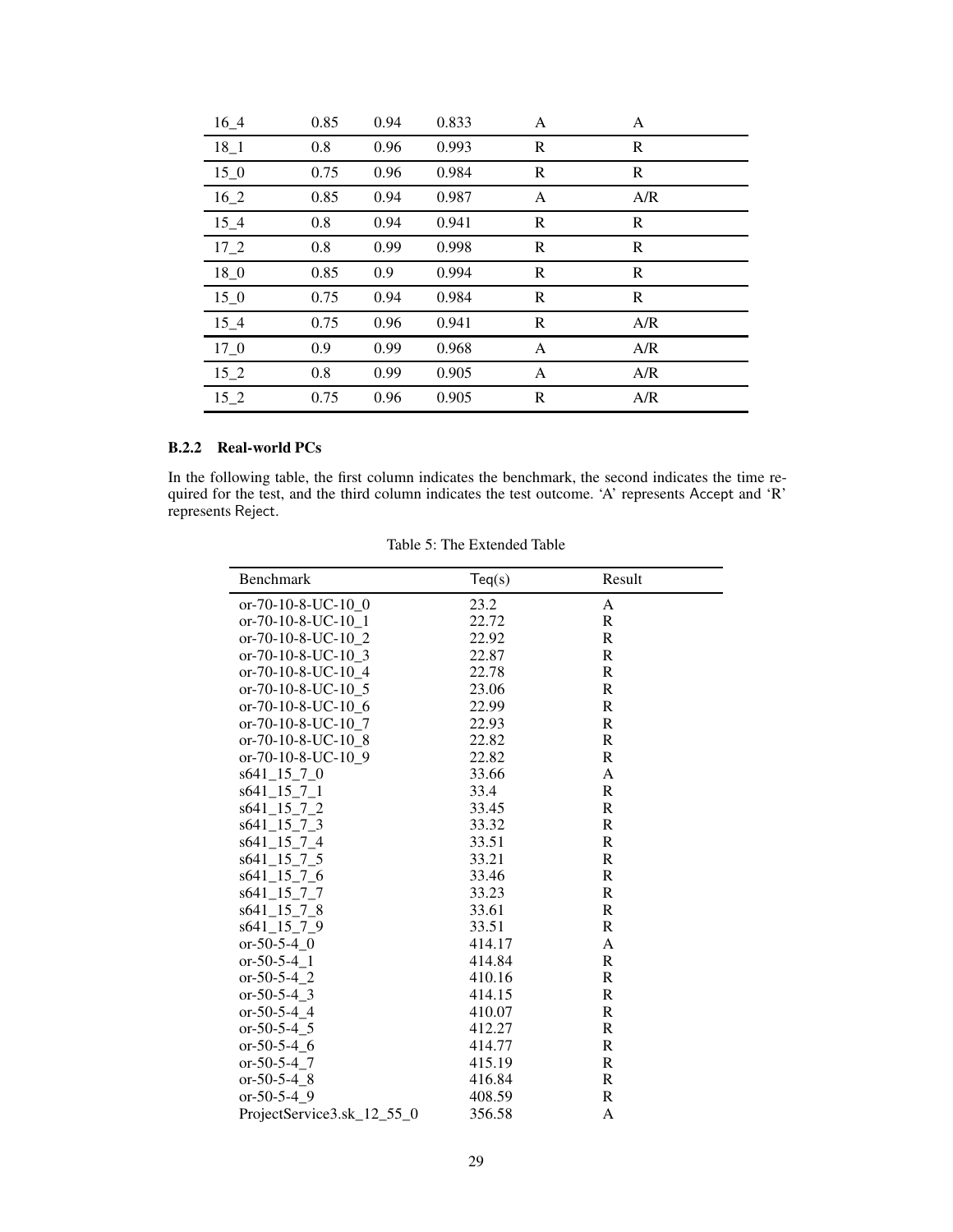| 16_4 | 0.85 | 0.94 | 0.833 | A | A |
|---|---|---|---|---|---|
| 18_1 | 0.8 | 0.96 | 0.993 | R | R |
| 15_0 | 0.75 | 0.96 | 0.984 | R | R |
| 16_2 | 0.85 | 0.94 | 0.987 | A | A/R |
| 15_4 | 0.8 | 0.94 | 0.941 | R | R |
| 17_2 | 0.8 | 0.99 | 0.998 | R | R |
| 18_0 | 0.85 | 0.9 | 0.994 | R | R |
| 15_0 | 0.75 | 0.94 | 0.984 | R | R |
| 15_4 | 0.75 | 0.96 | 0.941 | R | A/R |
| 17_0 | 0.9 | 0.99 | 0.968 | A | A/R |
| 15_2 | 0.8 | 0.99 | 0.905 | A | A/R |
| 15_2 | 0.75 | 0.96 | 0.905 | R | A/R |

#### B.2.2 Real-world PCs

In the following table, the first column indicates the benchmark, the second indicates the time required for the test, and the third column indicates the test outcome. 'A' represents Accept and 'R' represents Reject.

Table 5: The Extended Table

| Benchmark | Teq(s) | Result |
|---|---|---|
| or-70-10-8-UC-10_0 | 23.2 | A |
| or-70-10-8-UC-10_1 | 22.72 | R |
| or-70-10-8-UC-10_2 | 22.92 | R |
| or-70-10-8-UC-10_3 | 22.87 | R |
| or-70-10-8-UC-10_4 | 22.78 | R |
| or-70-10-8-UC-10_5 | 23.06 | R |
| or-70-10-8-UC-10_6 | 22.99 | R |
| or-70-10-8-UC-10_7 | 22.93 | R |
| or-70-10-8-UC-10_8 | 22.82 | R |
| or-70-10-8-UC-10_9 | 22.82 | R |
| s641_15_7_0 | 33.66 | A |
| s641_15_7_1 | 33.4 | R |
| s641_15_7_2 | 33.45 | R |
| s641_15_7_3 | 33.32 | R |
| s641_15_7_4 | 33.51 | R |
| s641_15_7_5 | 33.21 | R |
| s641_15_7_6 | 33.46 | R |
| s641_15_7_7 | 33.23 | R |
| s641_15_7_8 | 33.61 | R |
| s641_15_7_9 | 33.51 | R |
| or-50-5-4_0 | 414.17 | A |
| or-50-5-4_1 | 414.84 | R |
| or-50-5-4_2 | 410.16 | R |
| or-50-5-4_3 | 414.15 | R |
| or-50-5-4_4 | 410.07 | R |
| or-50-5-4_5 | 412.27 | R |
| or-50-5-4_6 | 414.77 | R |
| or-50-5-4_7 | 415.19 | R |
| or-50-5-4_8 | 416.84 | R |
| or-50-5-4_9 | 408.59 | R |
| ProjectService3.sk_12_55_0 | 356.58 | A |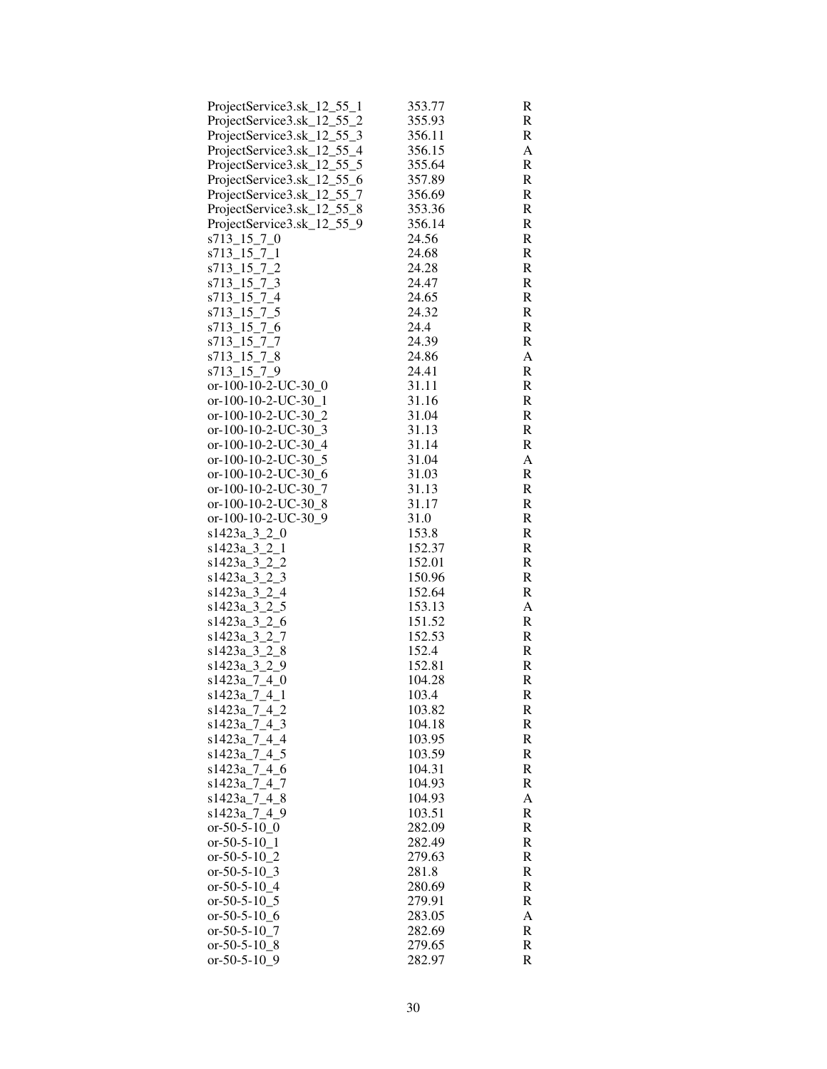| | | |
|---|---|---|
| ProjectService3.sk_12_55_1 | 353.77 | R |
| ProjectService3.sk_12_55_2 | 355.93 | R |
| ProjectService3.sk_12_55_3 | 356.11 | R |
| ProjectService3.sk_12_55_4 | 356.15 | A |
| ProjectService3.sk_12_55_5 | 355.64 | R |
| ProjectService3.sk_12_55_6 | 357.89 | R |
| ProjectService3.sk_12_55_7 | 356.69 | R |
| ProjectService3.sk_12_55_8 | 353.36 | R |
| ProjectService3.sk_12_55_9 | 356.14 | R |
| s713_15_7_0 | 24.56 | R |
| s713_15_7_1 | 24.68 | R |
| s713_15_7_2 | 24.28 | R |
| s713_15_7_3 | 24.47 | R |
| s713_15_7_4 | 24.65 | R |
| s713_15_7_5 | 24.32 | R |
| s713_15_7_6 | 24.4 | R |
| s713_15_7_7 | 24.39 | R |
| s713_15_7_8 | 24.86 | A |
| s713_15_7_9 | 24.41 | R |
| or-100-10-2-UC-30_0 | 31.11 | R |
| or-100-10-2-UC-30_1 | 31.16 | R |
| or-100-10-2-UC-30_2 | 31.04 | R |
| or-100-10-2-UC-30_3 | 31.13 | R |
| or-100-10-2-UC-30_4 | 31.14 | R |
| or-100-10-2-UC-30_5 | 31.04 | A |
| or-100-10-2-UC-30_6 | 31.03 | R |
| or-100-10-2-UC-30_7 | 31.13 | R |
| or-100-10-2-UC-30_8 | 31.17 | R |
| or-100-10-2-UC-30_9 | 31.0 | R |
| s1423a_3_2_0 | 153.8 | R |
| s1423a_3_2_1 | 152.37 | R |
| s1423a_3_2_2 | 152.01 | R |
| s1423a_3_2_3 | 150.96 | R |
| s1423a_3_2_4 | 152.64 | R |
| s1423a_3_2_5 | 153.13 | A |
| s1423a_3_2_6 | 151.52 | R |
| s1423a_3_2_7 | 152.53 | R |
| s1423a_3_2_8 | 152.4 | R |
| s1423a_3_2_9 | 152.81 | R |
| s1423a_7_4_0 | 104.28 | R |
| s1423a_7_4_1 | 103.4 | R |
| s1423a_7_4_2 | 103.82 | R |
| s1423a_7_4_3 | 104.18 | R |
| s1423a_7_4_4 | 103.95 | R |
| s1423a_7_4_5 | 103.59 | R |
| s1423a_7_4_6 | 104.31 | R |
| s1423a_7_4_7 | 104.93 | R |
| s1423a_7_4_8 | 104.93 | A |
| s1423a_7_4_9 | 103.51 | R |
| or-50-5-10_0 | 282.09 | R |
| or-50-5-10_1 | 282.49 | R |
| or-50-5-10_2 | 279.63 | R |
| or-50-5-10_3 | 281.8 | R |
| or-50-5-10_4 | 280.69 | R |
| or-50-5-10_5 | 279.91 | R |
| or-50-5-10_6 | 283.05 | A |
| or-50-5-10_7 | 282.69 | R |
| or-50-5-10_8 | 279.65 | R |
| or-50-5-10_9 | 282.97 | R |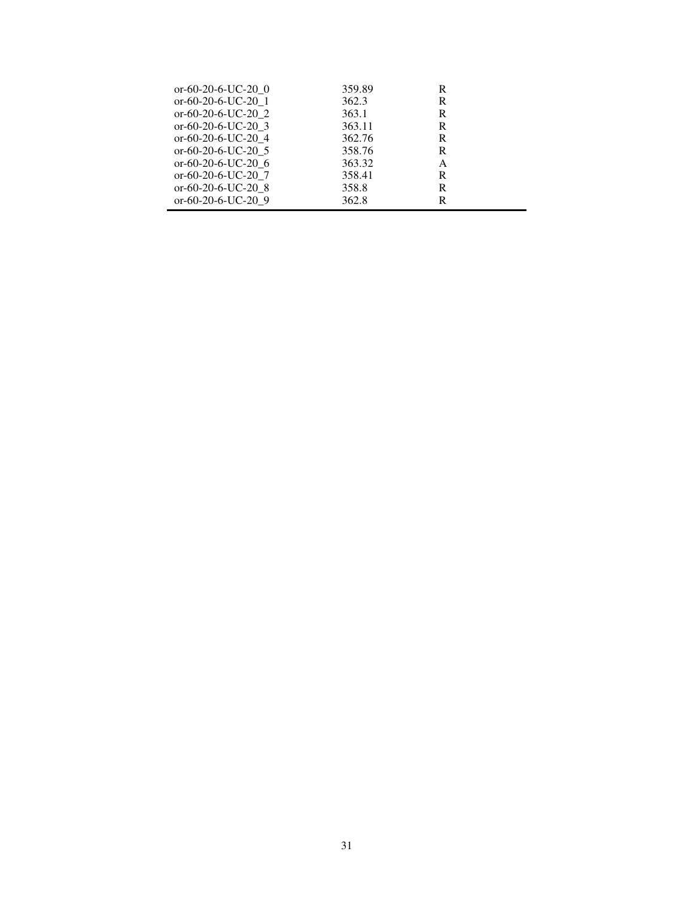| | | |
|---|---|---|
| or-60-20-6-UC-20_0 | 359.89 | R |
| or-60-20-6-UC-20_1 | 362.3 | R |
| or-60-20-6-UC-20_2 | 363.1 | R |
| or-60-20-6-UC-20_3 | 363.11 | R |
| or-60-20-6-UC-20_4 | 362.76 | R |
| or-60-20-6-UC-20_5 | 358.76 | R |
| or-60-20-6-UC-20_6 | 363.32 | A |
| or-60-20-6-UC-20_7 | 358.41 | R |
| or-60-20-6-UC-20_8 | 358.8 | R |
| or-60-20-6-UC-20_9 | 362.8 | R |